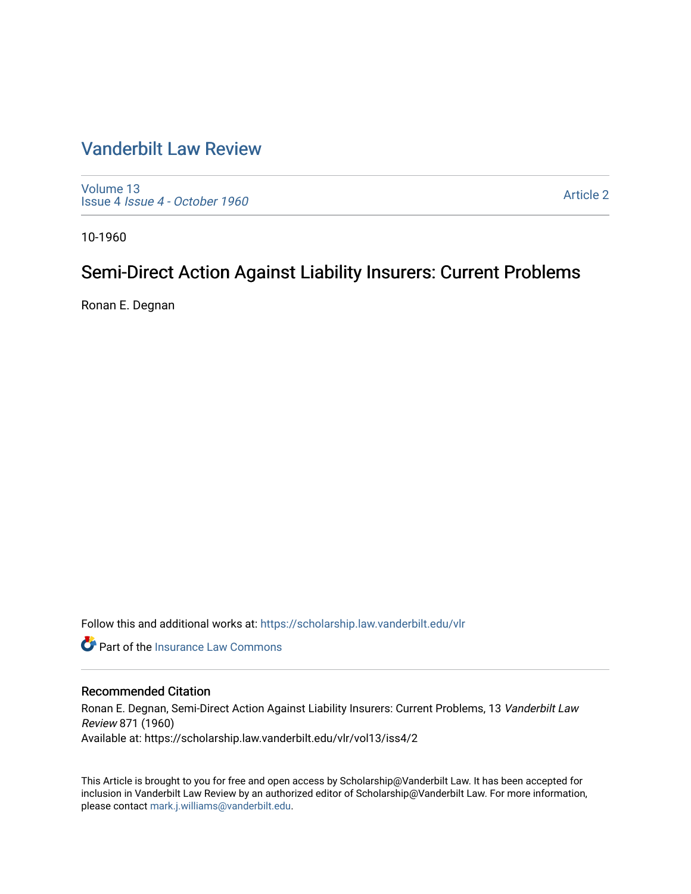# Vanderbilt Law Review

Volume 13
Issue 4 *Issue 4 - October 1960*

Article 2

10-1960

## Semi-Direct Action Against Liability Insurers: Current Problems

Ronan E. Degnan

Follow this and additional works at: https://scholarship.law.vanderbilt.edu/vlr

Part of the Insurance Law Commons

### Recommended Citation

Ronan E. Degnan, Semi-Direct Action Against Liability Insurers: Current Problems, 13 *Vanderbilt Law Review* 871 (1960)
Available at: https://scholarship.law.vanderbilt.edu/vlr/vol13/iss4/2

This Article is brought to you for free and open access by Scholarship@Vanderbilt Law. It has been accepted for inclusion in Vanderbilt Law Review by an authorized editor of Scholarship@Vanderbilt Law. For more information, please contact mark.j.williams@vanderbilt.edu.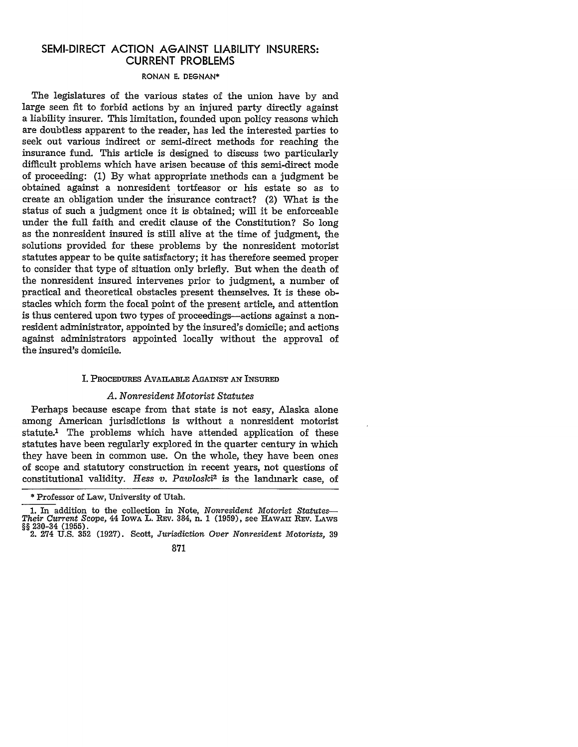# SEMI-DIRECT ACTION AGAINST LIABILITY INSURERS: CURRENT PROBLEMS

RONAN E. DEGNAN*

The legislatures of the various states of the union have by and large seen fit to forbid actions by an injured party directly against a liability insurer. This limitation, founded upon policy reasons which are doubtless apparent to the reader, has led the interested parties to seek out various indirect or semi-direct methods for reaching the insurance fund. This article is designed to discuss two particularly difficult problems which have arisen because of this semi-direct mode of proceeding: (1) By what appropriate methods can a judgment be obtained against a nonresident tortfeasor or his estate so as to create an obligation under the insurance contract? (2) What is the status of such a judgment once it is obtained; will it be enforceable under the full faith and credit clause of the Constitution? So long as the nonresident insured is still alive at the time of judgment, the solutions provided for these problems by the nonresident motorist statutes appear to be quite satisfactory; it has therefore seemed proper to consider that type of situation only briefly. But when the death of the nonresident insured intervenes prior to judgment, a number of practical and theoretical obstacles present themselves. It is these obstacles which form the focal point of the present article, and attention is thus centered upon two types of proceedings—actions against a nonresident administrator, appointed by the insured's domicile; and actions against administrators appointed locally without the approval of the insured's domicile.

## I. PROCEDURES AVAILABLE AGAINST AN INSURED

### *A. Nonresident Motorist Statutes*

Perhaps because escape from that state is not easy, Alaska alone among American jurisdictions is without a nonresident motorist statute.[1] The problems which have attended application of these statutes have been regularly explored in the quarter century in which they have been in common use. On the whole, they have been ones of scope and statutory construction in recent years, not questions of constitutional validity. *Hess v. Pawloski*[2] is the landmark case, of

---

\* Professor of Law, University of Utah.

1. In addition to the collection in Note, *Nonresident Motorist Statutes—Their Current Scope*, 44 IOWA L. REV. 384, n. 1 (1959), see HAWAII REV. LAWS §§ 230-34 (1955).

2. 274 U.S. 352 (1927). Scott, *Jurisdiction Over Nonresident Motorists*, 39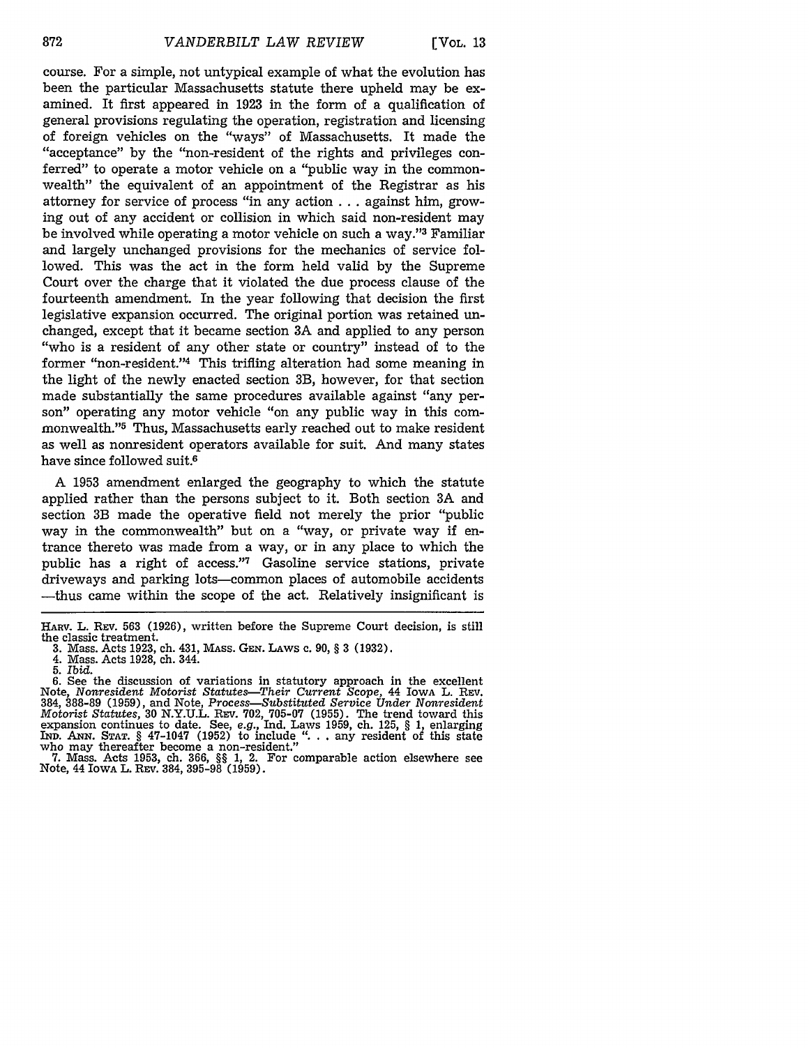course. For a simple, not untypical example of what the evolution has been the particular Massachusetts statute there upheld may be examined. It first appeared in 1923 in the form of a qualification of general provisions regulating the operation, registration and licensing of foreign vehicles on the "ways" of Massachusetts. It made the "acceptance" by the "non-resident of the rights and privileges conferred" to operate a motor vehicle on a "public way in the commonwealth" the equivalent of an appointment of the Registrar as his attorney for service of process "in any action . . . against him, growing out of any accident or collision in which said non-resident may be involved while operating a motor vehicle on such a way."[3] Familiar and largely unchanged provisions for the mechanics of service followed. This was the act in the form held valid by the Supreme Court over the charge that it violated the due process clause of the fourteenth amendment. In the year following that decision the first legislative expansion occurred. The original portion was retained unchanged, except that it became section 3A and applied to any person "who is a resident of any other state or country" instead of to the former "non-resident."[4] This trifling alteration had some meaning in the light of the newly enacted section 3B, however, for that section made substantially the same procedures available against "any person" operating any motor vehicle "on any public way in this commonwealth."[5] Thus, Massachusetts early reached out to make resident as well as nonresident operators available for suit. And many states have since followed suit.[6]

A 1953 amendment enlarged the geography to which the statute applied rather than the persons subject to it. Both section 3A and section 3B made the operative field not merely the prior "public way in the commonwealth" but on a "way, or private way if entrance thereto was made from a way, or in any place to which the public has a right of access."[7] Gasoline service stations, private driveways and parking lots—common places of automobile accidents—thus came within the scope of the act. Relatively insignificant is

---

HARV. L. REV. 563 (1926), written before the Supreme Court decision, is still the classic treatment.

3. Mass. Acts 1923, ch. 431, MASS. GEN. LAWS c. 90, § 3 (1932).

4. Mass. Acts 1928, ch. 344.

5. *Ibid.*

6. See the discussion of variations in statutory approach in the excellent Note, *Nonresident Motorist Statutes—Their Current Scope*, 44 IOWA L. REV. 384, 388-89 (1959), and Note, *Process—Substituted Service Under Nonresident Motorist Statutes*, 30 N.Y.U.L. REV. 702, 705-07 (1955). The trend toward this expansion continues to date. See, *e.g.*, Ind. Laws 1959, ch. 125, § 1, enlarging IND. ANN. STAT. § 47-1047 (1952) to include ". . . any resident of this state who may thereafter become a non-resident."

7. Mass. Acts 1953, ch. 366, §§ 1, 2. For comparable action elsewhere see Note, 44 IOWA L. REV. 384, 395-98 (1959).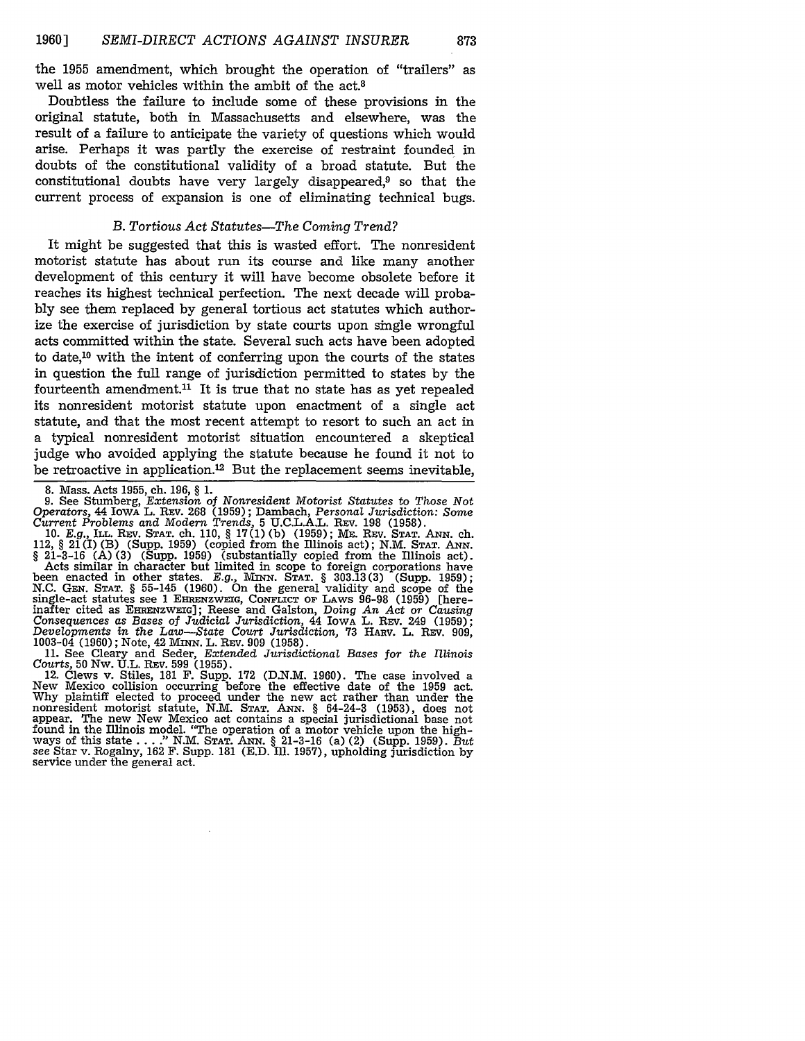the 1955 amendment, which brought the operation of "trailers" as well as motor vehicles within the ambit of the act.[8]

Doubtless the failure to include some of these provisions in the original statute, both in Massachusetts and elsewhere, was the result of a failure to anticipate the variety of questions which would arise. Perhaps it was partly the exercise of restraint founded in doubts of the constitutional validity of a broad statute. But the constitutional doubts have very largely disappeared,[9] so that the current process of expansion is one of eliminating technical bugs.

### *B. Tortious Act Statutes—The Coming Trend?*

It might be suggested that this is wasted effort. The nonresident motorist statute has about run its course and like many another development of this century it will have become obsolete before it reaches its highest technical perfection. The next decade will probably see them replaced by general tortious act statutes which authorize the exercise of jurisdiction by state courts upon single wrongful acts committed within the state. Several such acts have been adopted to date,[10] with the intent of conferring upon the courts of the states in question the full range of jurisdiction permitted to states by the fourteenth amendment.[11] It is true that no state has as yet repealed its nonresident motorist statute upon enactment of a single act statute, and that the most recent attempt to resort to such an act in a typical nonresident motorist situation encountered a skeptical judge who avoided applying the statute because he found it not to be retroactive in application.[12] But the replacement seems inevitable,

---

8. Mass. Acts 1955, ch. 196, § 1.

9. See Stumberg, *Extension of Nonresident Motorist Statutes to Those Not Operators*, 44 IOWA L. REV. 268 (1959); Dambach, *Personal Jurisdiction: Some Current Problems and Modern Trends*, 5 U.C.L.A.L. REV. 198 (1958).

10. *E.g.*, ILL. REV. STAT. ch. 110, § 17(1)(b) (1959); ME. REV. STAT. ANN. ch. 112, § 21(I)(B) (Supp. 1959) (copied from the Illinois act); N.M. STAT. ANN. § 21-3-16 (A)(3) (Supp. 1959) (substantially copied from the Illinois act). Acts similar in character but limited in scope to foreign corporations have been enacted in other states. *E.g.*, MINN. STAT. § 303.13(3) (Supp. 1959); N.C. GEN. STAT. § 55-145 (1960). On the general validity and scope of the single-act statutes see 1 EHRENZWEIG, CONFLICT OF LAWS 96-98 (1959) [hereinafter cited as EHRENZWEIG]; Reese and Galston, *Doing An Act or Causing Consequences as Bases of Judicial Jurisdiction*, 44 IOWA L. REV. 249 (1959); *Developments in the Law—State Court Jurisdiction*, 73 HARV. L. REV. 909, 1003-04 (1960); Note, 42 MINN. L. REV. 909 (1958).

11. See Cleary and Seder, *Extended Jurisdictional Bases for the Illinois Courts*, 50 NW. U.L. REV. 599 (1955).

12. Clews v. Stiles, 181 F. Supp. 172 (D.N.M. 1960). The case involved a New Mexico collision occurring before the effective date of the 1959 act. Why plaintiff elected to proceed under the new act rather than under the nonresident motorist statute, N.M. STAT. ANN. § 64-24-3 (1953), does not appear. The new New Mexico act contains a special jurisdictional base not found in the Illinois model. "The operation of a motor vehicle upon the highways of this state . . . ." N.M. STAT. ANN. § 21-3-16 (a)(2) (Supp. 1959). *But see* Star v. Rogalny, 162 F. Supp. 181 (E.D. Ill. 1957), upholding jurisdiction by service under the general act.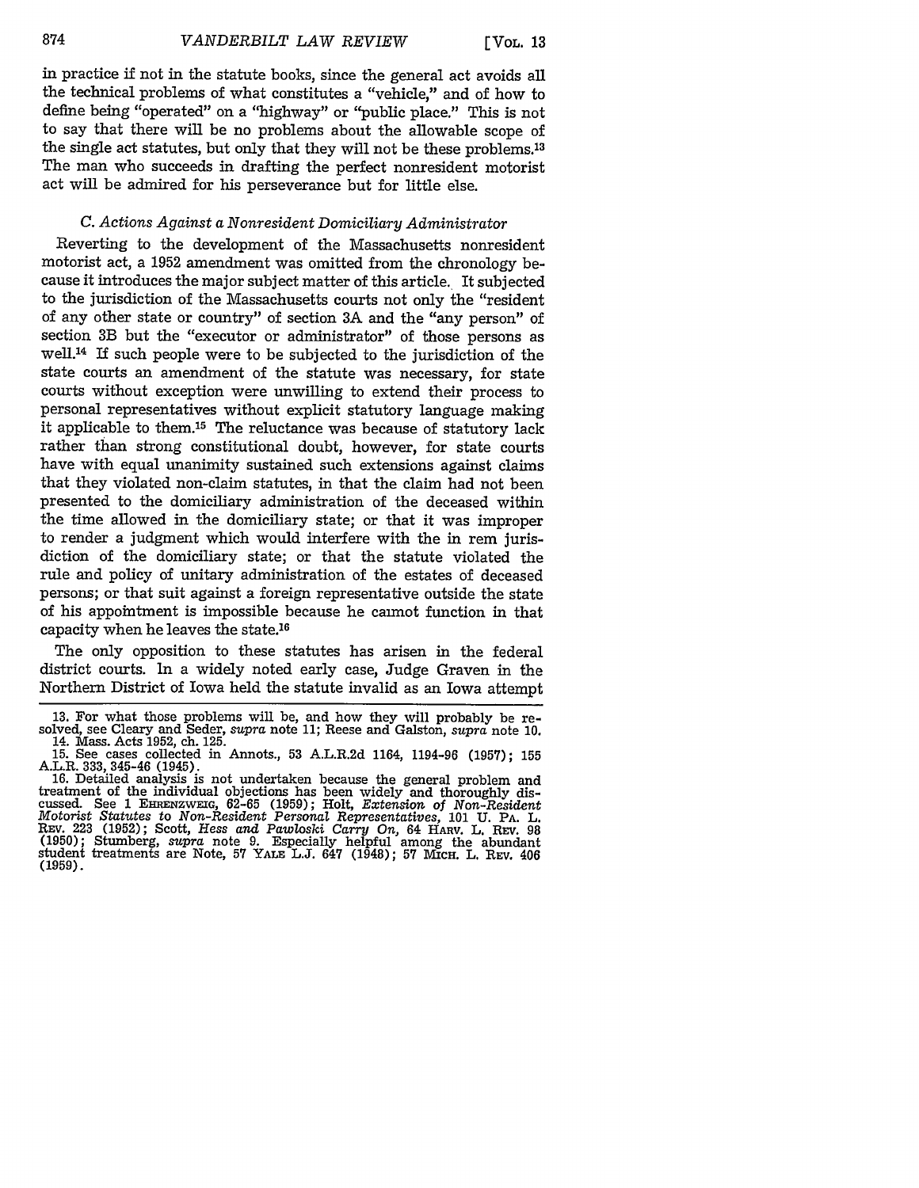in practice if not in the statute books, since the general act avoids all the technical problems of what constitutes a "vehicle," and of how to define being "operated" on a "highway" or "public place." This is not to say that there will be no problems about the allowable scope of the single act statutes, but only that they will not be these problems.[13] The man who succeeds in drafting the perfect nonresident motorist act will be admired for his perseverance but for little else.

### *C. Actions Against a Nonresident Domiciliary Administrator*

Reverting to the development of the Massachusetts nonresident motorist act, a 1952 amendment was omitted from the chronology because it introduces the major subject matter of this article. It subjected to the jurisdiction of the Massachusetts courts not only the "resident of any other state or country" of section 3A and the "any person" of section 3B but the "executor or administrator" of those persons as well.[14] If such people were to be subjected to the jurisdiction of the state courts an amendment of the statute was necessary, for state courts without exception were unwilling to extend their process to personal representatives without explicit statutory language making it applicable to them.[15] The reluctance was because of statutory lack rather than strong constitutional doubt, however, for state courts have with equal unanimity sustained such extensions against claims that they violated non-claim statutes, in that the claim had not been presented to the domiciliary administration of the deceased within the time allowed in the domiciliary state; or that it was improper to render a judgment which would interfere with the in rem jurisdiction of the domiciliary state; or that the statute violated the rule and policy of unitary administration of the estates of deceased persons; or that suit against a foreign representative outside the state of his appointment is impossible because he cannot function in that capacity when he leaves the state.[16]

The only opposition to these statutes has arisen in the federal district courts. In a widely noted early case, Judge Graven in the Northern District of Iowa held the statute invalid as an Iowa attempt

---

13. For what those problems will be, and how they will probably be resolved, see Cleary and Seder, *supra* note 11; Reese and Galston, *supra* note 10.

14. Mass. Acts 1952, ch. 125.

15. See cases collected in Annots., 53 A.L.R.2d 1164, 1194-96 (1957); 155 A.L.R. 333, 345-46 (1945).

16. Detailed analysis is not undertaken because the general problem and treatment of the individual objections has been widely and thoroughly discussed. See 1 EHRENZWEIG, 62-65 (1959); Holt, *Extension of Non-Resident Motorist Statutes to Non-Resident Personal Representatives*, 101 U. PA. L. REV. 223 (1952); Scott, *Hess and Pawloski Carry On*, 64 HARV. L. REV. 98 (1950); Stumberg, *supra* note 9. Especially helpful among the abundant student treatments are Note, 57 YALE L.J. 647 (1948); 57 MICH. L. REV. 406 (1959).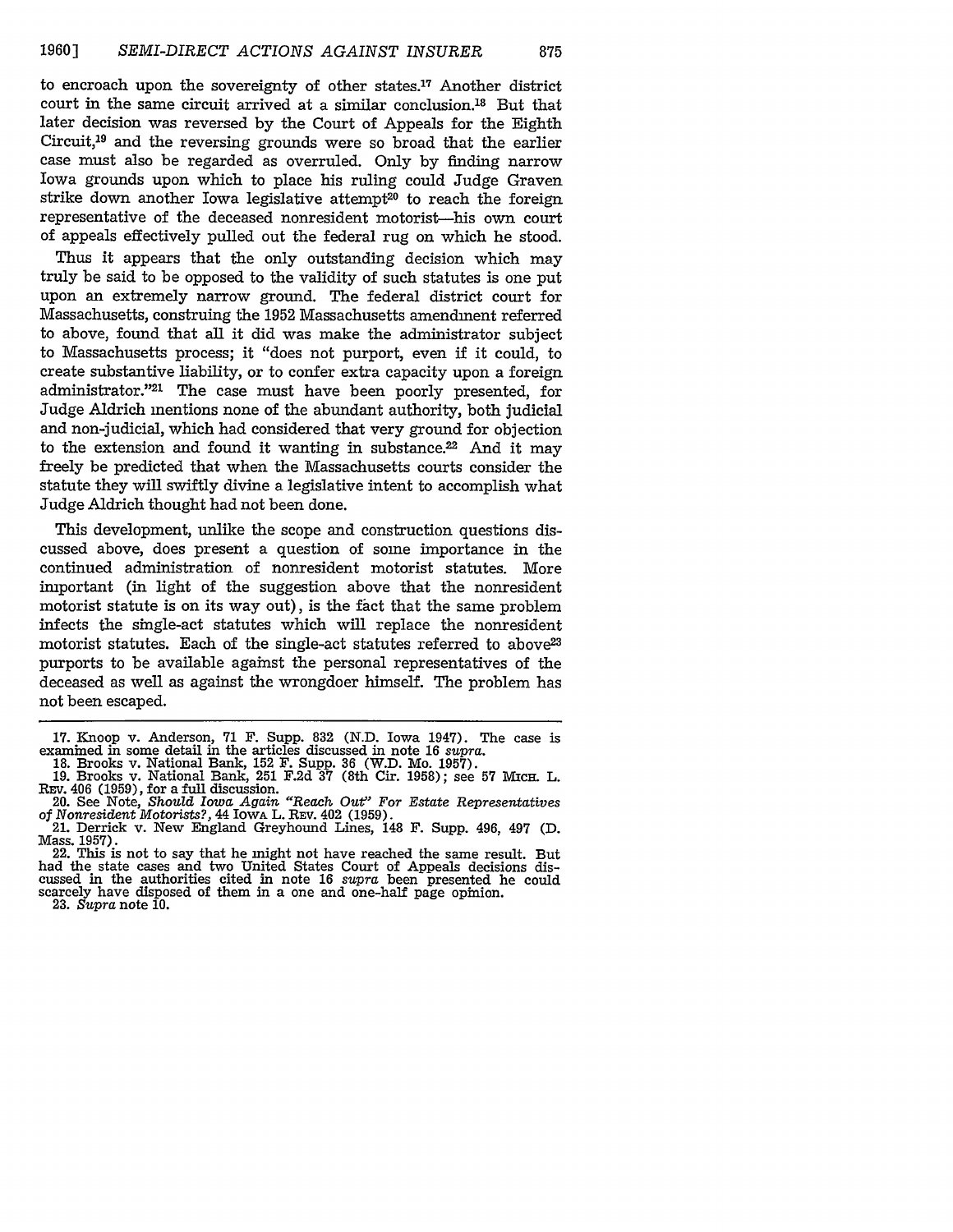to encroach upon the sovereignty of other states.[17] Another district court in the same circuit arrived at a similar conclusion.[18] But that later decision was reversed by the Court of Appeals for the Eighth Circuit,[19] and the reversing grounds were so broad that the earlier case must also be regarded as overruled. Only by finding narrow Iowa grounds upon which to place his ruling could Judge Graven strike down another Iowa legislative attempt[20] to reach the foreign representative of the deceased nonresident motorist—his own court of appeals effectively pulled out the federal rug on which he stood.

Thus it appears that the only outstanding decision which may truly be said to be opposed to the validity of such statutes is one put upon an extremely narrow ground. The federal district court for Massachusetts, construing the 1952 Massachusetts amendment referred to above, found that all it did was make the administrator subject to Massachusetts process; it "does not purport, even if it could, to create substantive liability, or to confer extra capacity upon a foreign administrator."[21] The case must have been poorly presented, for Judge Aldrich mentions none of the abundant authority, both judicial and non-judicial, which had considered that very ground for objection to the extension and found it wanting in substance.[22] And it may freely be predicted that when the Massachusetts courts consider the statute they will swiftly divine a legislative intent to accomplish what Judge Aldrich thought had not been done.

This development, unlike the scope and construction questions discussed above, does present a question of some importance in the continued administration of nonresident motorist statutes. More important (in light of the suggestion above that the nonresident motorist statute is on its way out), is the fact that the same problem infects the single-act statutes which will replace the nonresident motorist statutes. Each of the single-act statutes referred to above[23] purports to be available against the personal representatives of the deceased as well as against the wrongdoer himself. The problem has not been escaped.

---

17. Knoop v. Anderson, 71 F. Supp. 832 (N.D. Iowa 1947). The case is examined in some detail in the articles discussed in note 16 *supra*.

18. Brooks v. National Bank, 152 F. Supp. 36 (W.D. Mo. 1957).

19. Brooks v. National Bank, 251 F.2d 37 (8th Cir. 1958); see 57 MICH. L. REV. 406 (1959), for a full discussion.

20. See Note, *Should Iowa Again "Reach Out" For Estate Representatives of Nonresident Motorists?*, 44 IOWA L. REV. 402 (1959).

21. Derrick v. New England Greyhound Lines, 148 F. Supp. 496, 497 (D. Mass. 1957).

22. This is not to say that he might not have reached the same result. But had the state cases and two United States Court of Appeals decisions discussed in the authorities cited in note 16 *supra* been presented he could scarcely have disposed of them in a one and one-half page opinion.

23. *Supra* note 10.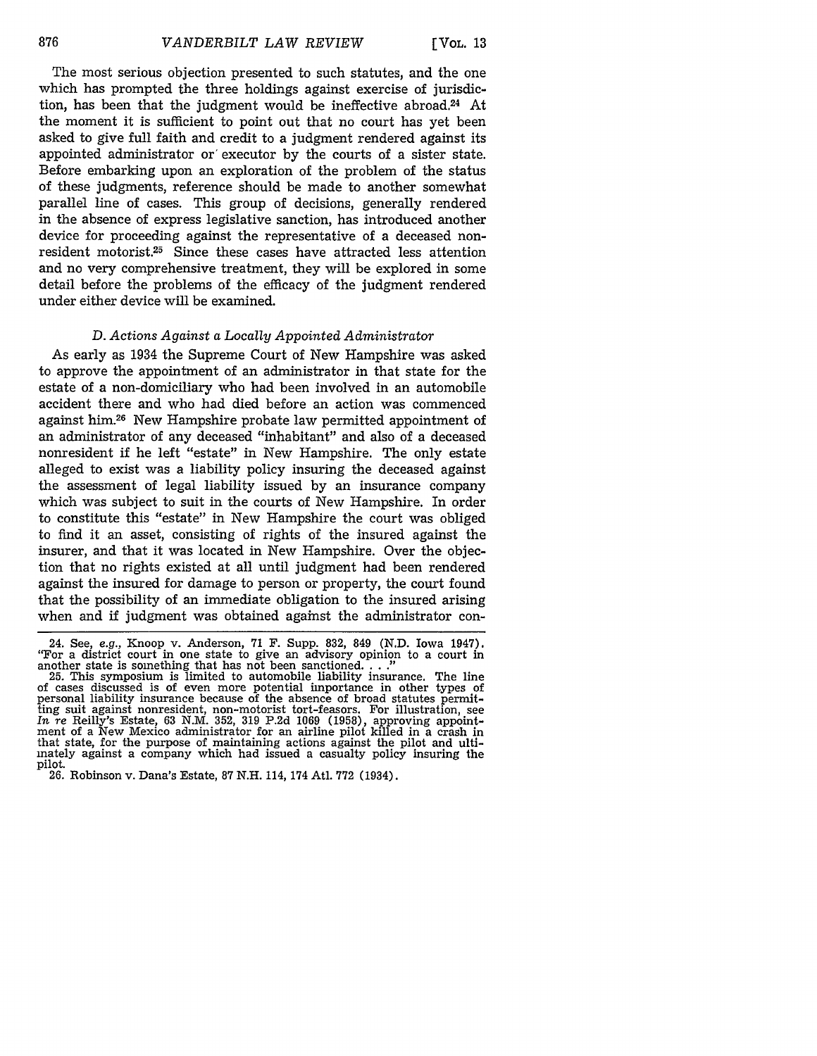The most serious objection presented to such statutes, and the one which has prompted the three holdings against exercise of jurisdiction, has been that the judgment would be ineffective abroad.[24] At the moment it is sufficient to point out that no court has yet been asked to give full faith and credit to a judgment rendered against its appointed administrator or executor by the courts of a sister state. Before embarking upon an exploration of the problem of the status of these judgments, reference should be made to another somewhat parallel line of cases. This group of decisions, generally rendered in the absence of express legislative sanction, has introduced another device for proceeding against the representative of a deceased nonresident motorist.[25] Since these cases have attracted less attention and no very comprehensive treatment, they will be explored in some detail before the problems of the efficacy of the judgment rendered under either device will be examined.

### *D. Actions Against a Locally Appointed Administrator*

As early as 1934 the Supreme Court of New Hampshire was asked to approve the appointment of an administrator in that state for the estate of a non-domiciliary who had been involved in an automobile accident there and who had died before an action was commenced against him.[26] New Hampshire probate law permitted appointment of an administrator of any deceased "inhabitant" and also of a deceased nonresident if he left "estate" in New Hampshire. The only estate alleged to exist was a liability policy insuring the deceased against the assessment of legal liability issued by an insurance company which was subject to suit in the courts of New Hampshire. In order to constitute this "estate" in New Hampshire the court was obliged to find it an asset, consisting of rights of the insured against the insurer, and that it was located in New Hampshire. Over the objection that no rights existed at all until judgment had been rendered against the insured for damage to person or property, the court found that the possibility of an immediate obligation to the insured arising when and if judgment was obtained against the administrator con-

---

24. See, *e.g.*, Knoop v. Anderson, 71 F. Supp. 832, 849 (N.D. Iowa 1947). "For a district court in one state to give an advisory opinion to a court in another state is something that has not been sanctioned. . . ."

25. This symposium is limited to automobile liability insurance. The line of cases discussed is of even more potential importance in other types of personal liability insurance because of the absence of broad statutes permitting suit against nonresident, non-motorist tort-feasors. For illustration, see *In re* Reilly's Estate, 63 N.M. 352, 319 P.2d 1069 (1958), approving appointment of a New Mexico administrator for an airline pilot killed in a crash in that state, for the purpose of maintaining actions against the pilot and ultimately against a company which had issued a casualty policy insuring the pilot.

26. Robinson v. Dana's Estate, 87 N.H. 114, 174 Atl. 772 (1934).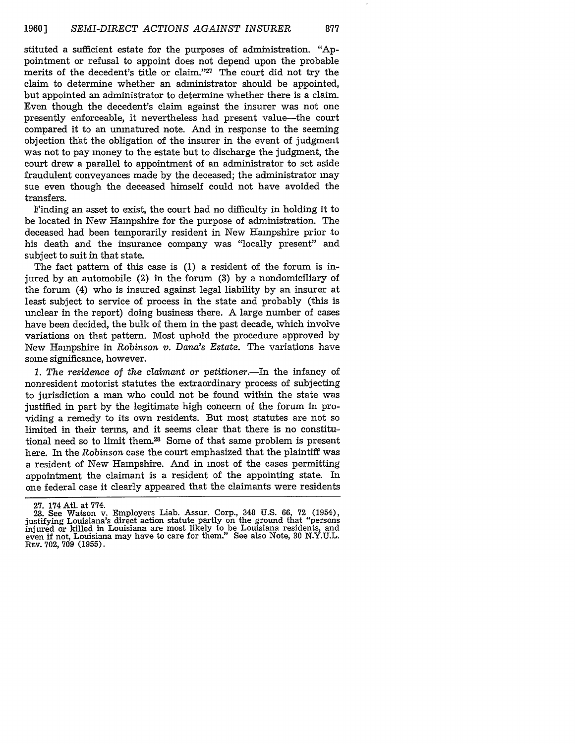stituted a sufficient estate for the purposes of administration. "Appointment or refusal to appoint does not depend upon the probable merits of the decedent's title or claim."[27] The court did not try the claim to determine whether an administrator should be appointed, but appointed an administrator to determine whether there is a claim. Even though the decedent's claim against the insurer was not one presently enforceable, it nevertheless had present value—the court compared it to an unmatured note. And in response to the seeming objection that the obligation of the insurer in the event of judgment was not to pay money to the estate but to discharge the judgment, the court drew a parallel to appointment of an administrator to set aside fraudulent conveyances made by the deceased; the administrator may sue even though the deceased himself could not have avoided the transfers.

Finding an asset to exist, the court had no difficulty in holding it to be located in New Hampshire for the purpose of administration. The deceased had been temporarily resident in New Hampshire prior to his death and the insurance company was "locally present" and subject to suit in that state.

The fact pattern of this case is (1) a resident of the forum is injured by an automobile (2) in the forum (3) by a nondomiciliary of the forum (4) who is insured against legal liability by an insurer at least subject to service of process in the state and probably (this is unclear in the report) doing business there. A large number of cases have been decided, the bulk of them in the past decade, which involve variations on that pattern. Most uphold the procedure approved by New Hampshire in *Robinson v. Dana's Estate*. The variations have some significance, however.

*1. The residence of the claimant or petitioner.*—In the infancy of nonresident motorist statutes the extraordinary process of subjecting to jurisdiction a man who could not be found within the state was justified in part by the legitimate high concern of the forum in providing a remedy to its own residents. But most statutes are not so limited in their terms, and it seems clear that there is no constitutional need so to limit them.[28] Some of that same problem is present here. In the *Robinson* case the court emphasized that the plaintiff was a resident of New Hampshire. And in most of the cases permitting appointment the claimant is a resident of the appointing state. In one federal case it clearly appeared that the claimants were residents

---

27. 174 Atl. at 774.

28. See Watson v. Employers Liab. Assur. Corp., 348 U.S. 66, 72 (1954), justifying Louisiana's direct action statute partly on the ground that "persons injured or killed in Louisiana are most likely to be Louisiana residents, and even if not, Louisiana may have to care for them." See also Note, 30 N.Y.U.L. Rev. 702, 709 (1955).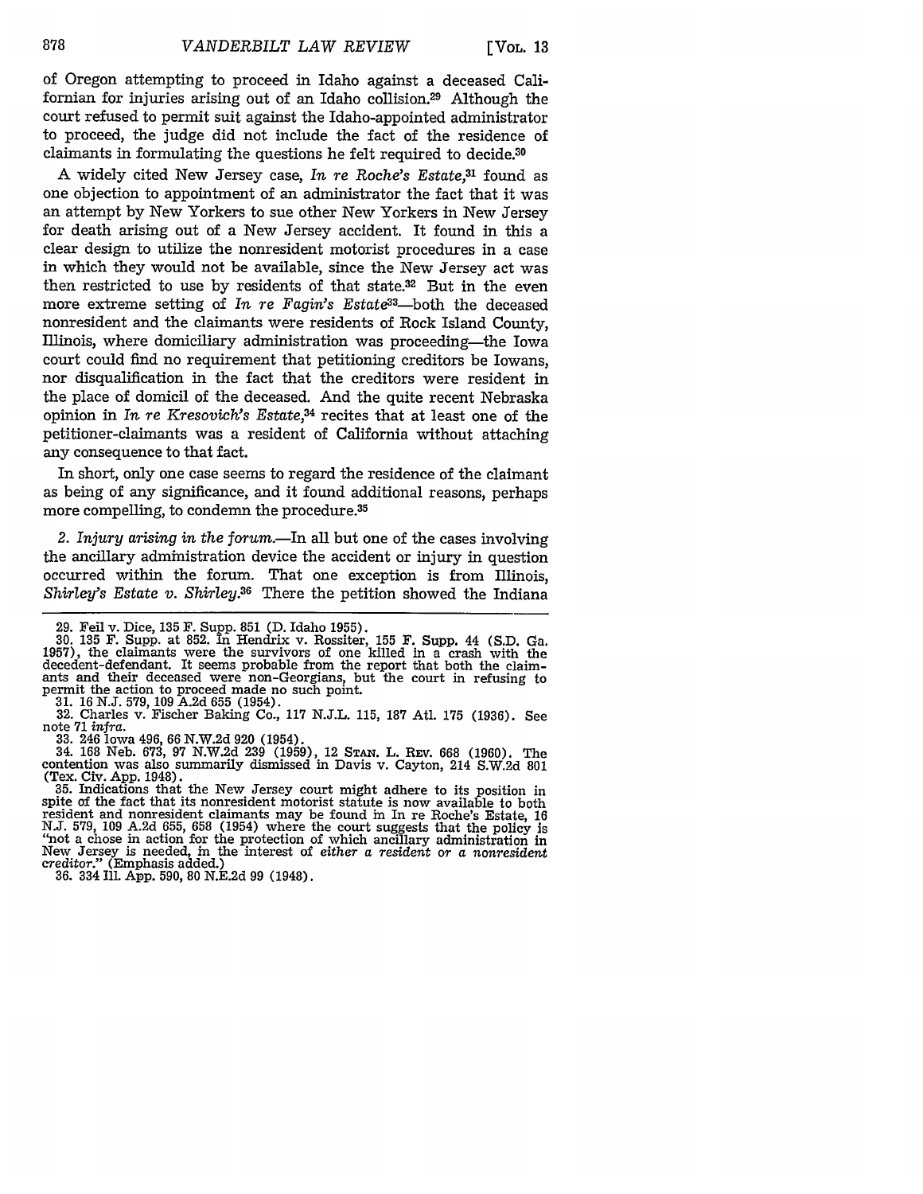of Oregon attempting to proceed in Idaho against a deceased Californian for injuries arising out of an Idaho collision.[29] Although the court refused to permit suit against the Idaho-appointed administrator to proceed, the judge did not include the fact of the residence of claimants in formulating the questions he felt required to decide.[30]

A widely cited New Jersey case, *In re Roche's Estate*,[31] found as one objection to appointment of an administrator the fact that it was an attempt by New Yorkers to sue other New Yorkers in New Jersey for death arising out of a New Jersey accident. It found in this a clear design to utilize the nonresident motorist procedures in a case in which they would not be available, since the New Jersey act was then restricted to use by residents of that state.[32] But in the even more extreme setting of *In re Fagin's Estate*[33]—both the deceased nonresident and the claimants were residents of Rock Island County, Illinois, where domiciliary administration was proceeding—the Iowa court could find no requirement that petitioning creditors be Iowans, nor disqualification in the fact that the creditors were resident in the place of domicil of the deceased. And the quite recent Nebraska opinion in *In re Kresovich's Estate*,[34] recites that at least one of the petitioner-claimants was a resident of California without attaching any consequence to that fact.

In short, only one case seems to regard the residence of the claimant as being of any significance, and it found additional reasons, perhaps more compelling, to condemn the procedure.[35]

*2. Injury arising in the forum.*—In all but one of the cases involving the ancillary administration device the accident or injury in question occurred within the forum. That one exception is from Illinois, *Shirley's Estate v. Shirley*.[36] There the petition showed the Indiana

---

29. Feil v. Dice, 135 F. Supp. 851 (D. Idaho 1955).

30. 135 F. Supp. at 852. In Hendrix v. Rossiter, 155 F. Supp. 44 (S.D. Ga. 1957), the claimants were the survivors of one killed in a crash with the decedent-defendant. It seems probable from the report that both the claimants and their deceased were non-Georgians, but the court in refusing to permit the action to proceed made no such point.

31. 16 N.J. 579, 109 A.2d 655 (1954).

32. Charles v. Fischer Baking Co., 117 N.J.L. 115, 187 Atl. 175 (1936). See note 71 *infra*.

33. 246 Iowa 496, 66 N.W.2d 920 (1954).

34. 168 Neb. 673, 97 N.W.2d 239 (1959), 12 STAN. L. REV. 668 (1960). The contention was also summarily dismissed in Davis v. Cayton, 214 S.W.2d 801 (Tex. Civ. App. 1948).

35. Indications that the New Jersey court might adhere to its position in spite of the fact that its nonresident motorist statute is now available to both resident and nonresident claimants may be found in In re Roche's Estate, 16 N.J. 579, 109 A.2d 655, 658 (1954) where the court suggests that the policy is "not a chose in action for the protection of which ancillary administration in New Jersey is needed, in the interest of *either a resident or a nonresident creditor*." (Emphasis added.)

36. 334 Ill. App. 590, 80 N.E.2d 99 (1948).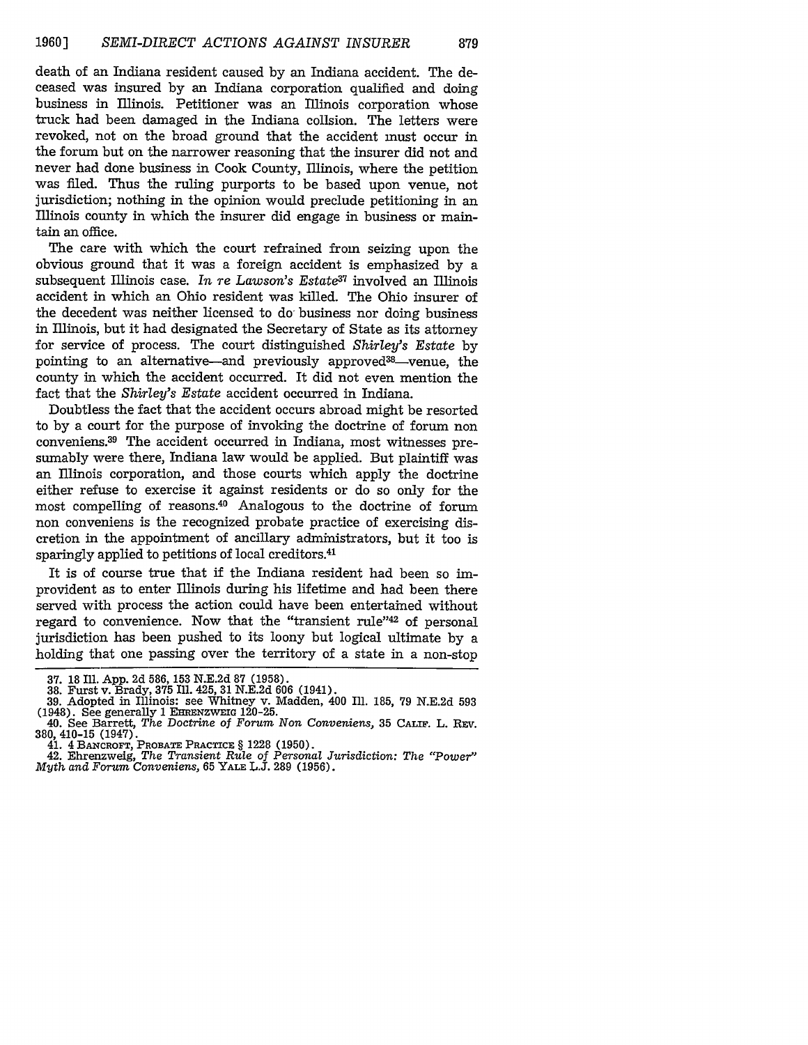death of an Indiana resident caused by an Indiana accident. The deceased was insured by an Indiana corporation qualified and doing business in Illinois. Petitioner was an Illinois corporation whose truck had been damaged in the Indiana collsion. The letters were revoked, not on the broad ground that the accident must occur in the forum but on the narrower reasoning that the insurer did not and never had done business in Cook County, Illinois, where the petition was filed. Thus the ruling purports to be based upon venue, not jurisdiction; nothing in the opinion would preclude petitioning in an Illinois county in which the insurer did engage in business or maintain an office.

The care with which the court refrained from seizing upon the obvious ground that it was a foreign accident is emphasized by a subsequent Illinois case. *In re Lawson's Estate*[37] involved an Illinois accident in which an Ohio resident was killed. The Ohio insurer of the decedent was neither licensed to do business nor doing business in Illinois, but it had designated the Secretary of State as its attorney for service of process. The court distinguished *Shirley's Estate* by pointing to an alternative—and previously approved[38]—venue, the county in which the accident occurred. It did not even mention the fact that the *Shirley's Estate* accident occurred in Indiana.

Doubtless the fact that the accident occurs abroad might be resorted to by a court for the purpose of invoking the doctrine of forum non conveniens.[39] The accident occurred in Indiana, most witnesses presumably were there, Indiana law would be applied. But plaintiff was an Illinois corporation, and those courts which apply the doctrine either refuse to exercise it against residents or do so only for the most compelling of reasons.[40] Analogous to the doctrine of forum non conveniens is the recognized probate practice of exercising discretion in the appointment of ancillary administrators, but it too is sparingly applied to petitions of local creditors.[41]

It is of course true that if the Indiana resident had been so improvident as to enter Illinois during his lifetime and had been there served with process the action could have been entertained without regard to convenience. Now that the "transient rule"[42] of personal jurisdiction has been pushed to its loony but logical ultimate by a holding that one passing over the territory of a state in a non-stop

---

37. 18 Ill. App. 2d 586, 153 N.E.2d 87 (1958).
38. Furst v. Brady, 375 Ill. 425, 31 N.E.2d 606 (1941).
39. Adopted in Illinois: see Whitney v. Madden, 400 Ill. 185, 79 N.E.2d 593 (1948). See generally 1 EHRENZWEIG 120-25.
40. See Barrett, *The Doctrine of Forum Non Conveniens*, 35 CALIF. L. REV. 380, 410-15 (1947).
41. 4 BANCROFT, PROBATE PRACTICE § 1228 (1950).
42. Ehrenzweig, *The Transient Rule of Personal Jurisdiction: The "Power" Myth and Forum Conveniens*, 65 YALE L.J. 289 (1956).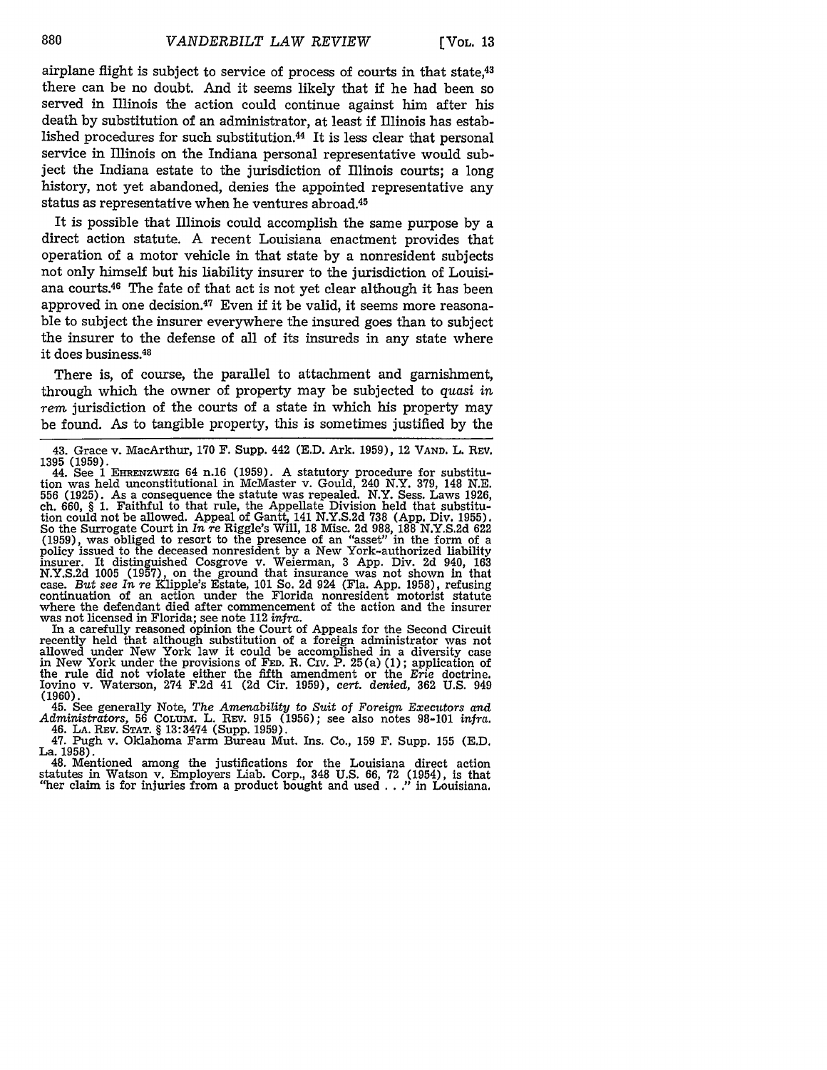airplane flight is subject to service of process of courts in that state,[43] there can be no doubt. And it seems likely that if he had been so served in Illinois the action could continue against him after his death by substitution of an administrator, at least if Illinois has established procedures for such substitution.[44] It is less clear that personal service in Illinois on the Indiana personal representative would subject the Indiana estate to the jurisdiction of Illinois courts; a long history, not yet abandoned, denies the appointed representative any status as representative when he ventures abroad.[45]

It is possible that Illinois could accomplish the same purpose by a direct action statute. A recent Louisiana enactment provides that operation of a motor vehicle in that state by a nonresident subjects not only himself but his liability insurer to the jurisdiction of Louisiana courts.[46] The fate of that act is not yet clear although it has been approved in one decision.[47] Even if it be valid, it seems more reasonable to subject the insurer everywhere the insured goes than to subject the insurer to the defense of all of its insureds in any state where it does business.[48]

There is, of course, the parallel to attachment and garnishment, through which the owner of property may be subjected to *quasi in rem* jurisdiction of the courts of a state in which his property may be found. As to tangible property, this is sometimes justified by the

---

43. Grace v. MacArthur, 170 F. Supp. 442 (E.D. Ark. 1959), 12 VAND. L. REV. 1395 (1959).

44. See 1 EHRENZWEIG 64 n.16 (1959). A statutory procedure for substitution was held unconstitutional in McMaster v. Gould, 240 N.Y. 379, 148 N.E. 556 (1925). As a consequence the statute was repealed. N.Y. Sess. Laws 1926, ch. 660, § 1. Faithful to that rule, the Appellate Division held that substitution could not be allowed. Appeal of Gantt, 141 N.Y.S.2d 738 (App. Div. 1955). So the Surrogate Court in *In re* Riggle's Will, 18 Misc. 2d 988, 188 N.Y.S.2d 622 (1959), was obliged to resort to the presence of an "asset" in the form of a policy issued to the deceased nonresident by a New York-authorized liability insurer. It distinguished Cosgrove v. Weierman, 3 App. Div. 2d 940, 163 N.Y.S.2d 1005 (1957), on the ground that insurance was not shown in that case. *But see In re* Klipple's Estate, 101 So. 2d 924 (Fla. App. 1958), refusing continuation of an action under the Florida nonresident motorist statute where the defendant died after commencement of the action and the insurer was not licensed in Florida; see note 112 *infra*.

In a carefully reasoned opinion the Court of Appeals for the Second Circuit recently held that although substitution of a foreign administrator was not allowed under New York law it could be accomplished in a diversity case in New York under the provisions of FED. R. CIV. P. 25(a)(1); application of the rule did not violate either the fifth amendment or the *Erie* doctrine. Iovino v. Waterson, 274 F.2d 41 (2d Cir. 1959), *cert. denied*, 362 U.S. 949 (1960).

45. See generally Note, *The Amenability to Suit of Foreign Executors and Administrators*, 56 COLUM. L. REV. 915 (1956); see also notes 98-101 *infra*.

46. LA. REV. STAT. § 13:3474 (Supp. 1959).

47. Pugh v. Oklahoma Farm Bureau Mut. Ins. Co., 159 F. Supp. 155 (E.D. La. 1958).

48. Mentioned among the justifications for the Louisiana direct action statutes in Watson v. Employers Liab. Corp., 348 U.S. 66, 72 (1954), is that "her claim is for injuries from a product bought and used . . ." in Louisiana.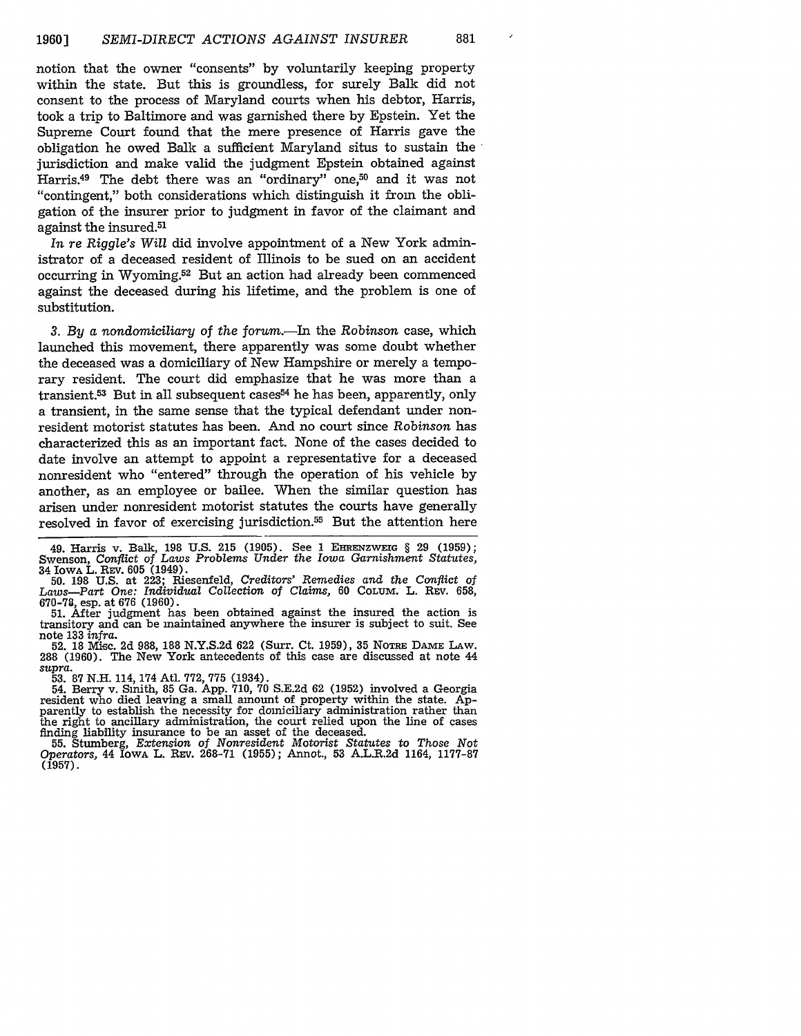notion that the owner "consents" by voluntarily keeping property within the state. But this is groundless, for surely Balk did not consent to the process of Maryland courts when his debtor, Harris, took a trip to Baltimore and was garnished there by Epstein. Yet the Supreme Court found that the mere presence of Harris gave the obligation he owed Balk a sufficient Maryland situs to sustain the jurisdiction and make valid the judgment Epstein obtained against Harris.[49] The debt there was an "ordinary" one,[50] and it was not "contingent," both considerations which distinguish it from the obligation of the insurer prior to judgment in favor of the claimant and against the insured.[51]

*In re Riggle's Will* did involve appointment of a New York administrator of a deceased resident of Illinois to be sued on an accident occurring in Wyoming.[52] But an action had already been commenced against the deceased during his lifetime, and the problem is one of substitution.

*3. By a nondomiciliary of the forum.*—In the *Robinson* case, which launched this movement, there apparently was some doubt whether the deceased was a domiciliary of New Hampshire or merely a temporary resident. The court did emphasize that he was more than a transient.[53] But in all subsequent cases[54] he has been, apparently, only a transient, in the same sense that the typical defendant under nonresident motorist statutes has been. And no court since *Robinson* has characterized this as an important fact. None of the cases decided to date involve an attempt to appoint a representative for a deceased nonresident who "entered" through the operation of his vehicle by another, as an employee or bailee. When the similar question has arisen under nonresident motorist statutes the courts have generally resolved in favor of exercising jurisdiction.[55] But the attention here

---

49. Harris v. Balk, 198 U.S. 215 (1905). See 1 EHRENZWEIG § 29 (1959); Swenson, *Conflict of Laws Problems Under the Iowa Garnishment Statutes*, 34 IOWA L. REV. 605 (1949).

50. 198 U.S. at 223; Riesenfeld, *Creditors' Remedies and the Conflict of Laws—Part One: Individual Collection of Claims*, 60 COLUM. L. REV. 658, 670-78, esp. at 676 (1960).

51. After judgment has been obtained against the insured the action is transitory and can be maintained anywhere the insurer is subject to suit. See note 133 *infra*.

52. 18 Misc. 2d 988, 188 N.Y.S.2d 622 (Surr. Ct. 1959), 35 NOTRE DAME LAW. 288 (1960). The New York antecedents of this case are discussed at note 44 *supra*.

53. 87 N.H. 114, 174 Atl. 772, 775 (1934).

54. Berry v. Smith, 85 Ga. App. 710, 70 S.E.2d 62 (1952) involved a Georgia resident who died leaving a small amount of property within the state. Apparently to establish the necessity for domiciliary administration rather than the right to ancillary administration, the court relied upon the line of cases finding liability insurance to be an asset of the deceased.

55. Stumberg, *Extension of Nonresident Motorist Statutes to Those Not Operators*, 44 IOWA L. REV. 268-71 (1955); Annot., 53 A.L.R.2d 1164, 1177-87 (1957).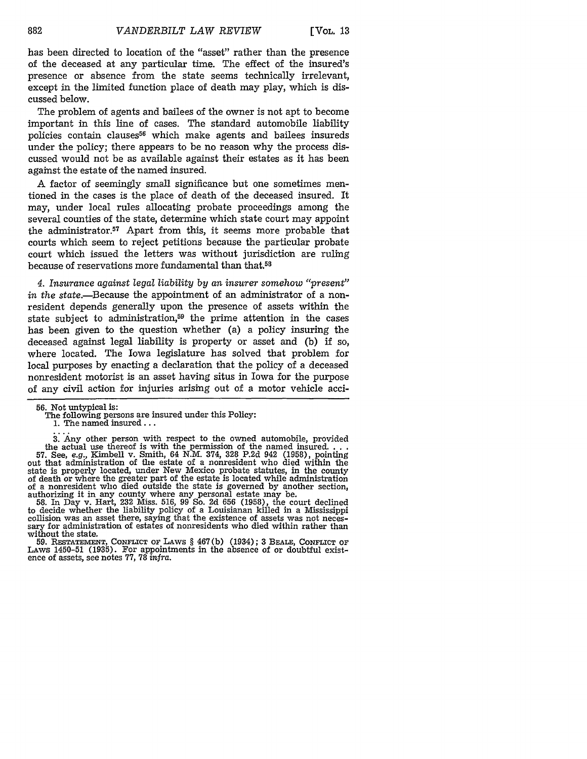has been directed to location of the "asset" rather than the presence of the deceased at any particular time. The effect of the insured's presence or absence from the state seems technically irrelevant, except in the limited function place of death may play, which is discussed below.

The problem of agents and bailees of the owner is not apt to become important in this line of cases. The standard automobile liability policies contain clauses[56] which make agents and bailees insureds under the policy; there appears to be no reason why the process discussed would not be as available against their estates as it has been against the estate of the named insured.

A factor of seemingly small significance but one sometimes mentioned in the cases is the place of death of the deceased insured. It may, under local rules allocating probate proceedings among the several counties of the state, determine which state court may appoint the administrator.[57] Apart from this, it seems more probable that courts which seem to reject petitions because the particular probate court which issued the letters was without jurisdiction are ruling because of reservations more fundamental than that.[58]

*4. Insurance against legal liability by an insurer somehow "present" in the state.*—Because the appointment of an administrator of a nonresident depends generally upon the presence of assets within the state subject to administration,[59] the prime attention in the cases has been given to the question whether (a) a policy insuring the deceased against legal liability is property or asset and (b) if so, where located. The Iowa legislature has solved that problem for local purposes by enacting a declaration that the policy of a deceased nonresident motorist is an asset having situs in Iowa for the purpose of any civil action for injuries arising out of a motor vehicle acci-

---

56. Not untypical is:

The following persons are insured under this Policy:

1. The named insured . . .

. . .

3. Any other person with respect to the owned automobile, provided the actual use thereof is with the permission of the named insured. . . .

57. See, *e.g.*, Kimbell v. Smith, 64 N.M. 374, 328 P.2d 942 (1958), pointing out that administration of the estate of a nonresident who died within the state is properly located, under New Mexico probate statutes, in the county of death or where the greater part of the estate is located while administration of a nonresident who died outside the state is governed by another section, authorizing it in any county where any personal estate may be.

58. In Day v. Hart, 232 Miss. 516, 99 So. 2d 656 (1958), the court declined to decide whether the liability policy of a Louisianan killed in a Mississippi collision was an asset there, saying that the existence of assets was not necessary for administration of estates of nonresidents who died within rather than without the state.

59. RESTATEMENT, CONFLICT OF LAWS § 467(b) (1934); 3 BEALE, CONFLICT OF LAWS 1450-51 (1935). For appointments in the absence of or doubtful existence of assets, see notes 77, 78 *infra*.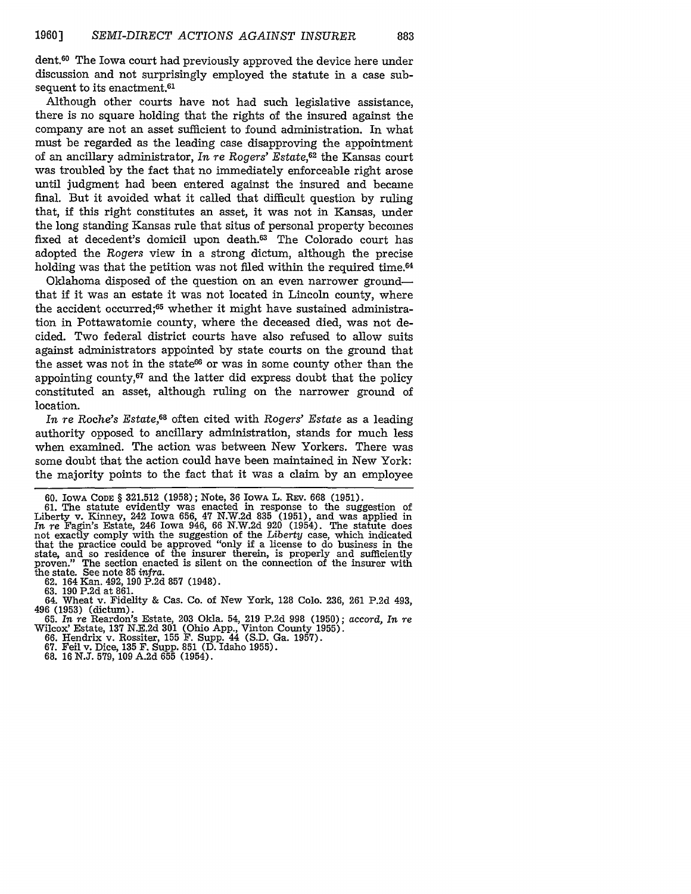dent.[60] The Iowa court had previously approved the device here under discussion and not surprisingly employed the statute in a case subsequent to its enactment.[61]

Although other courts have not had such legislative assistance, there is no square holding that the rights of the insured against the company are not an asset sufficient to found administration. In what must be regarded as the leading case disapproving the appointment of an ancillary administrator, *In re Rogers' Estate*,[62] the Kansas court was troubled by the fact that no immediately enforceable right arose until judgment had been entered against the insured and became final. But it avoided what it called that difficult question by ruling that, if this right constitutes an asset, it was not in Kansas, under the long standing Kansas rule that situs of personal property becomes fixed at decedent's domicil upon death.[63] The Colorado court has adopted the *Rogers* view in a strong dictum, although the precise holding was that the petition was not filed within the required time.[64]

Oklahoma disposed of the question on an even narrower ground—that if it was an estate it was not located in Lincoln county, where the accident occurred;[65] whether it might have sustained administration in Pottawatomie county, where the deceased died, was not decided. Two federal district courts have also refused to allow suits against administrators appointed by state courts on the ground that the asset was not in the state[66] or was in some county other than the appointing county,[67] and the latter did express doubt that the policy constituted an asset, although ruling on the narrower ground of location.

*In re Roche's Estate*,[68] often cited with *Rogers' Estate* as a leading authority opposed to ancillary administration, stands for much less when examined. The action was between New Yorkers. There was some doubt that the action could have been maintained in New York: the majority points to the fact that it was a claim by an employee

---

60. IOWA CODE § 321.512 (1958); Note, 36 IOWA L. REV. 668 (1951).

61. The statute evidently was enacted in response to the suggestion of Liberty v. Kinney, 242 Iowa 656, 47 N.W.2d 835 (1951), and was applied in *In re* Fagin's Estate, 246 Iowa 946, 66 N.W.2d 920 (1954). The statute does not exactly comply with the suggestion of the *Liberty* case, which indicated that the practice could be approved "only if a license to do business in the state, and so residence of the insurer therein, is properly and sufficiently proven." The section enacted is silent on the connection of the insurer with the state. See note 85 *infra*.

62. 164 Kan. 492, 190 P.2d 857 (1948).

63. 190 P.2d at 861.

64. Wheat v. Fidelity & Cas. Co. of New York, 128 Colo. 236, 261 P.2d 493, 496 (1953) (dictum).

65. *In re* Reardon's Estate, 203 Okla. 54, 219 P.2d 998 (1950); *accord*, *In re* Wilcox' Estate, 137 N.E.2d 301 (Ohio App., Vinton County 1955).

66. Hendrix v. Rossiter, 155 F. Supp. 44 (S.D. Ga. 1957).

67. Feil v. Dice, 135 F. Supp. 851 (D. Idaho 1955).

68. 16 N.J. 579, 109 A.2d 655 (1954).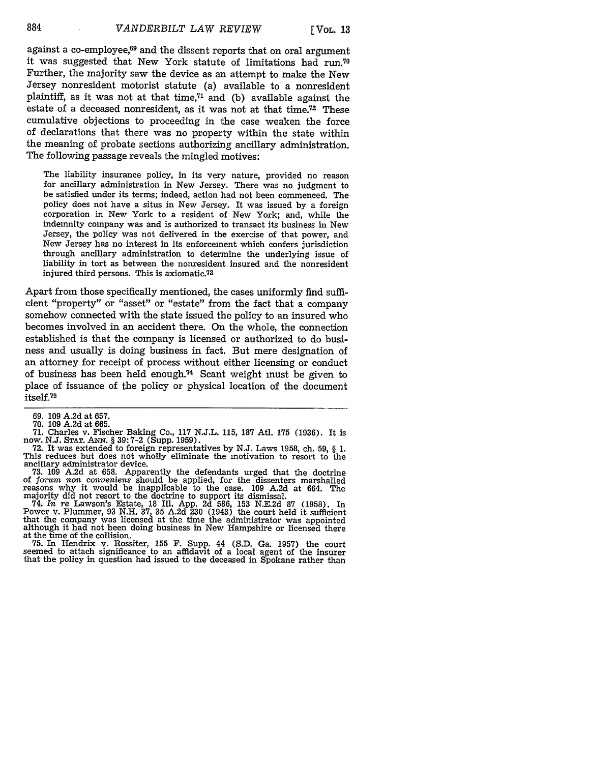against a co-employee,[69] and the dissent reports that on oral argument it was suggested that New York statute of limitations had run.[70] Further, the majority saw the device as an attempt to make the New Jersey nonresident motorist statute (a) available to a nonresident plaintiff, as it was not at that time,[71] and (b) available against the estate of a deceased nonresident, as it was not at that time.[72] These cumulative objections to proceeding in the case weaken the force of declarations that there was no property within the state within the meaning of probate sections authorizing ancillary administration. The following passage reveals the mingled motives:

> The liability insurance policy, in its very nature, provided no reason for ancillary administration in New Jersey. There was no judgment to be satisfied under its terms; indeed, action had not been commenced. The policy does not have a situs in New Jersey. It was issued by a foreign corporation in New York to a resident of New York; and, while the indemnity company was and is authorized to transact its business in New Jersey, the policy was not delivered in the exercise of that power, and New Jersey has no interest in its enforcement which confers jurisdiction through ancillary administration to determine the underlying issue of liability in tort as between the nonresident insured and the nonresident injured third persons. This is axiomatic.[73]

Apart from those specifically mentioned, the cases uniformly find sufficient "property" or "asset" or "estate" from the fact that a company somehow connected with the state issued the policy to an insured who becomes involved in an accident there. On the whole, the connection established is that the company is licensed or authorized to do business and usually is doing business in fact. But mere designation of an attorney for receipt of process without either licensing or conduct of business has been held enough.[74] Scant weight must be given to place of issuance of the policy or physical location of the document itself.[75]

---

69. 109 A.2d at 657.

70. 109 A.2d at 665.

71. Charles v. Fischer Baking Co., 117 N.J.L. 115, 187 Atl. 175 (1936). It is now. N.J. STAT. ANN. § 39:7-2 (Supp. 1959).

72. It was extended to foreign representatives by N.J. Laws 1958, ch. 59, § 1. This reduces but does not wholly eliminate the motivation to resort to the ancillary administrator device.

73. 109 A.2d at 658. Apparently the defendants urged that the doctrine of *forum non conveniens* should be applied, for the dissenters marshalled reasons why it would be inapplicable to the case. 109 A.2d at 664. The majority did not resort to the doctrine to support its dismissal.

74. *In re* Lawson's Estate, 18 Ill. App. 2d 586, 153 N.E.2d 87 (1958). In Power v. Plummer, 93 N.H. 37, 35 A.2d 230 (1943) the court held it sufficient that the company was licensed at the time the administrator was appointed although it had not been doing business in New Hampshire or licensed there at the time of the collision.

75. In Hendrix v. Rossiter, 155 F. Supp. 44 (S.D. Ga. 1957) the court seemed to attach significance to an affidavit of a local agent of the insurer that the policy in question had issued to the deceased in Spokane rather than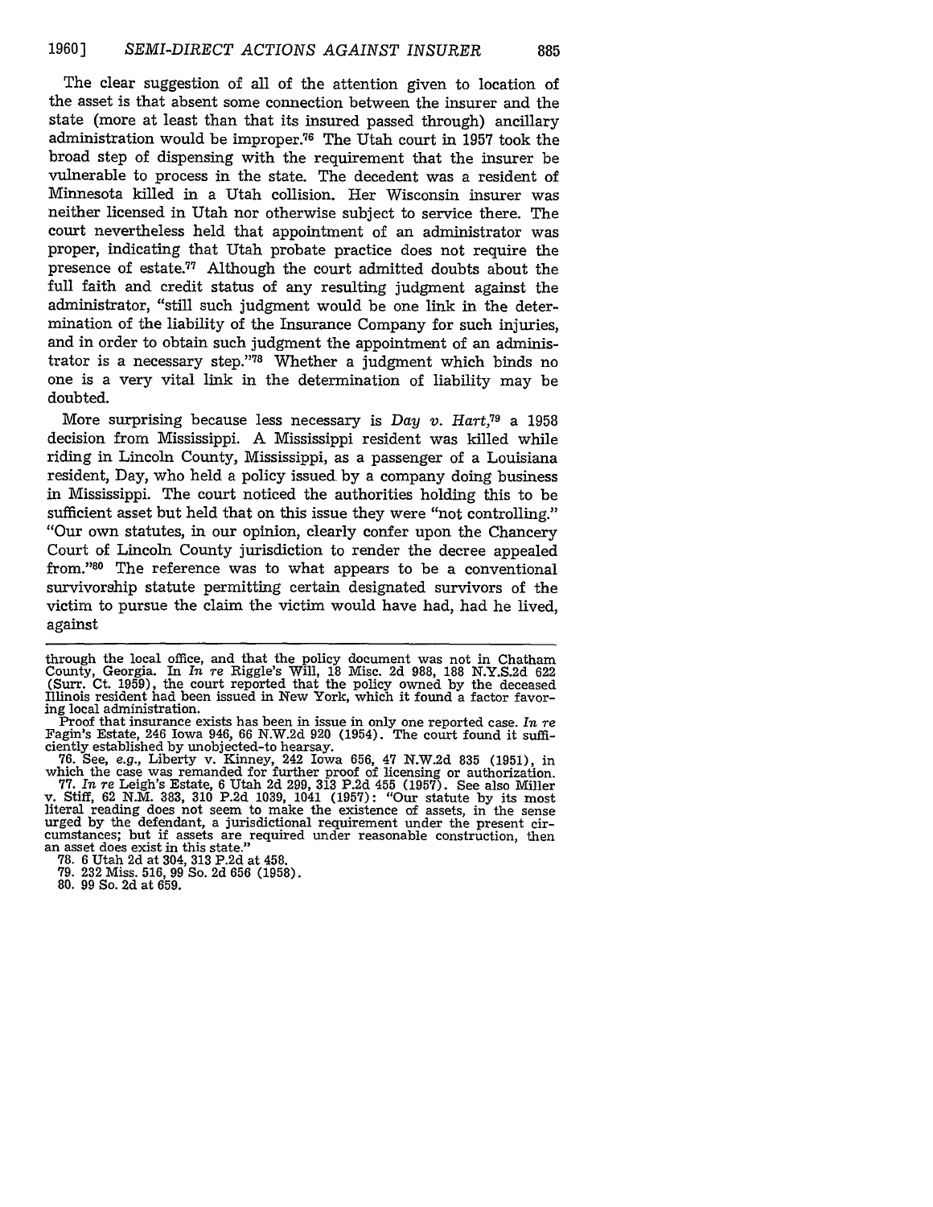The clear suggestion of all of the attention given to location of the asset is that absent some connection between the insurer and the state (more at least than that its insured passed through) ancillary administration would be improper.[76] The Utah court in 1957 took the broad step of dispensing with the requirement that the insurer be vulnerable to process in the state. The decedent was a resident of Minnesota killed in a Utah collision. Her Wisconsin insurer was neither licensed in Utah nor otherwise subject to service there. The court nevertheless held that appointment of an administrator was proper, indicating that Utah probate practice does not require the presence of estate.[77] Although the court admitted doubts about the full faith and credit status of any resulting judgment against the administrator, "still such judgment would be one link in the determination of the liability of the Insurance Company for such injuries, and in order to obtain such judgment the appointment of an administrator is a necessary step."[78] Whether a judgment which binds no one is a very vital link in the determination of liability may be doubted.

More surprising because less necessary is *Day v. Hart*,[79] a 1958 decision from Mississippi. A Mississippi resident was killed while riding in Lincoln County, Mississippi, as a passenger of a Louisiana resident, Day, who held a policy issued by a company doing business in Mississippi. The court noticed the authorities holding this to be sufficient asset but held that on this issue they were "not controlling." "Our own statutes, in our opinion, clearly confer upon the Chancery Court of Lincoln County jurisdiction to render the decree appealed from."[80] The reference was to what appears to be a conventional survivorship statute permitting certain designated survivors of the victim to pursue the claim the victim would have had, had he lived, against

---

through the local office, and that the policy document was not in Chatham County, Georgia. In *In re* Riggle's Will, 18 Misc. 2d 988, 188 N.Y.S.2d 622 (Surr. Ct. 1959), the court reported that the policy owned by the deceased Illinois resident had been issued in New York, which it found a factor favoring local administration.

Proof that insurance exists has been in issue in only one reported case. *In re* Fagin's Estate, 246 Iowa 946, 66 N.W.2d 920 (1954). The court found it sufficiently established by unobjected-to hearsay.

76. See, *e.g.*, Liberty v. Kinney, 242 Iowa 656, 47 N.W.2d 835 (1951), in which the case was remanded for further proof of licensing or authorization.

77. *In re* Leigh's Estate, 6 Utah 2d 299, 313 P.2d 455 (1957). See also Miller v. Stiff, 62 N.M. 383, 310 P.2d 1039, 1041 (1957): "Our statute by its most literal reading does not seem to make the existence of assets, in the sense urged by the defendant, a jurisdictional requirement under the present circumstances; but if assets are required under reasonable construction, then an asset does exist in this state."

78. 6 Utah 2d at 304, 313 P.2d at 458.

79. 232 Miss. 516, 99 So. 2d 656 (1958).

80. 99 So. 2d at 659.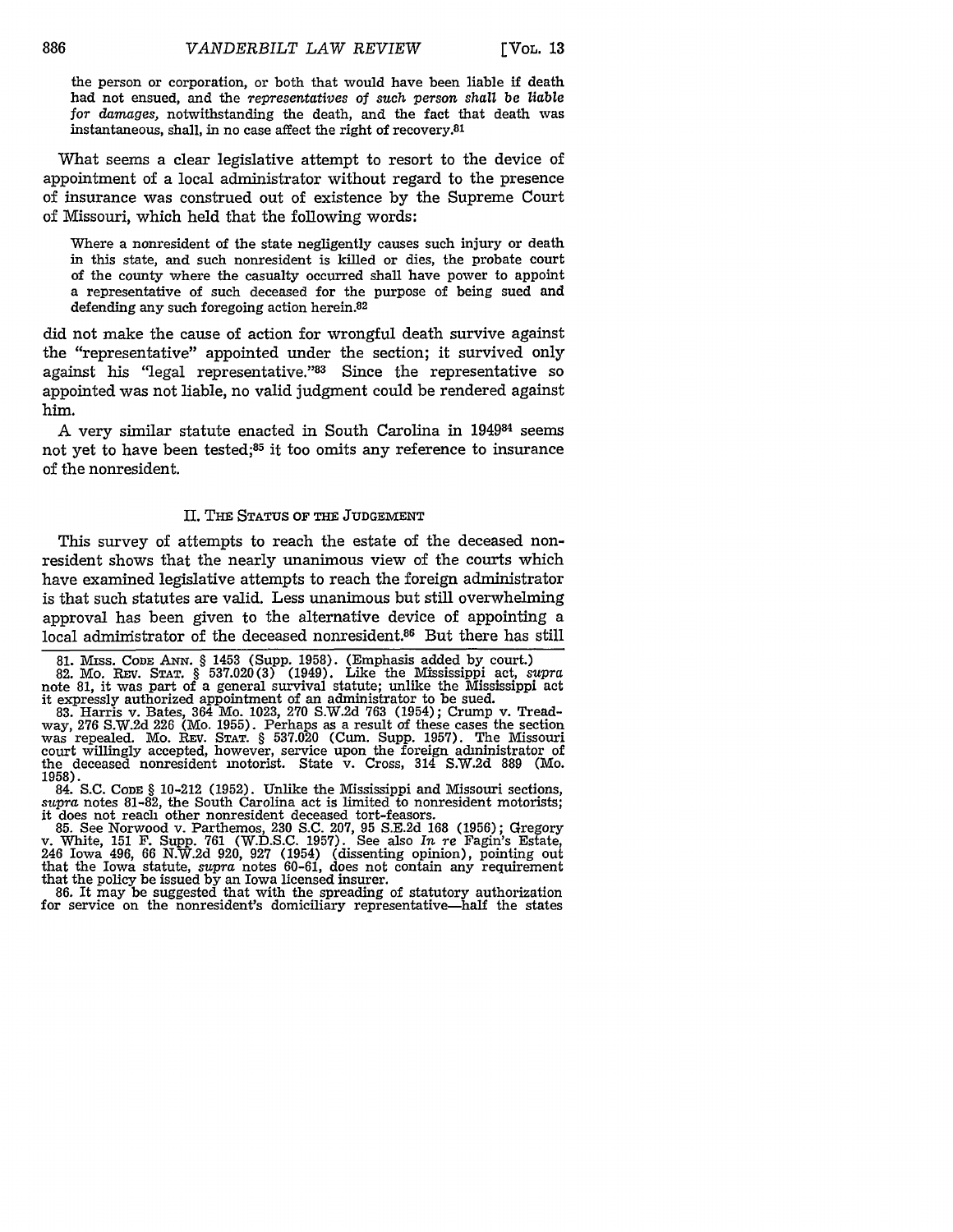> the person or corporation, or both that would have been liable if death had not ensued, and the *representatives of such person shall be liable for damages,* notwithstanding the death, and the fact that death was instantaneous, shall, in no case affect the right of recovery.[81]

What seems a clear legislative attempt to resort to the device of appointment of a local administrator without regard to the presence of insurance was construed out of existence by the Supreme Court of Missouri, which held that the following words:

> Where a nonresident of the state negligently causes such injury or death in this state, and such nonresident is killed or dies, the probate court of the county where the casualty occurred shall have power to appoint a representative of such deceased for the purpose of being sued and defending any such foregoing action herein.[82]

did not make the cause of action for wrongful death survive against the "representative" appointed under the section; it survived only against his "legal representative."[83] Since the representative so appointed was not liable, no valid judgment could be rendered against him.

A very similar statute enacted in South Carolina in 1949[84] seems not yet to have been tested;[85] it too omits any reference to insurance of the nonresident.

## II. The Status of the Judgement

This survey of attempts to reach the estate of the deceased nonresident shows that the nearly unanimous view of the courts which have examined legislative attempts to reach the foreign administrator is that such statutes are valid. Less unanimous but still overwhelming approval has been given to the alternative device of appointing a local administrator of the deceased nonresident.[86] But there has still

---

81. Miss. Code Ann. § 1453 (Supp. 1958). (Emphasis added by court.)

82. Mo. Rev. Stat. § 537.020(3) (1949). Like the Mississippi act, *supra* note 81, it was part of a general survival statute; unlike the Mississippi act it expressly authorized appointment of an administrator to be sued.

83. Harris v. Bates, 364 Mo. 1023, 270 S.W.2d 763 (1954); Crump v. Treadway, 276 S.W.2d 226 (Mo. 1955). Perhaps as a result of these cases the section was repealed. Mo. Rev. Stat. § 537.020 (Cum. Supp. 1957). The Missouri court willingly accepted, however, service upon the foreign administrator of the deceased nonresident motorist. State v. Cross, 314 S.W.2d 889 (Mo. 1958).

84. S.C. Code § 10-212 (1952). Unlike the Mississippi and Missouri sections, *supra* notes 81-82, the South Carolina act is limited to nonresident motorists; it does not reach other nonresident deceased tort-feasors.

85. See Norwood v. Parthemos, 230 S.C. 207, 95 S.E.2d 168 (1956); Gregory v. White, 151 F. Supp. 761 (W.D.S.C. 1957). See also *In re* Fagin's Estate, 246 Iowa 496, 66 N.W.2d 920, 927 (1954) (dissenting opinion), pointing out that the Iowa statute, *supra* notes 60-61, does not contain any requirement that the policy be issued by an Iowa licensed insurer.

86. It may be suggested that with the spreading of statutory authorization for service on the nonresident's domiciliary representative—half the states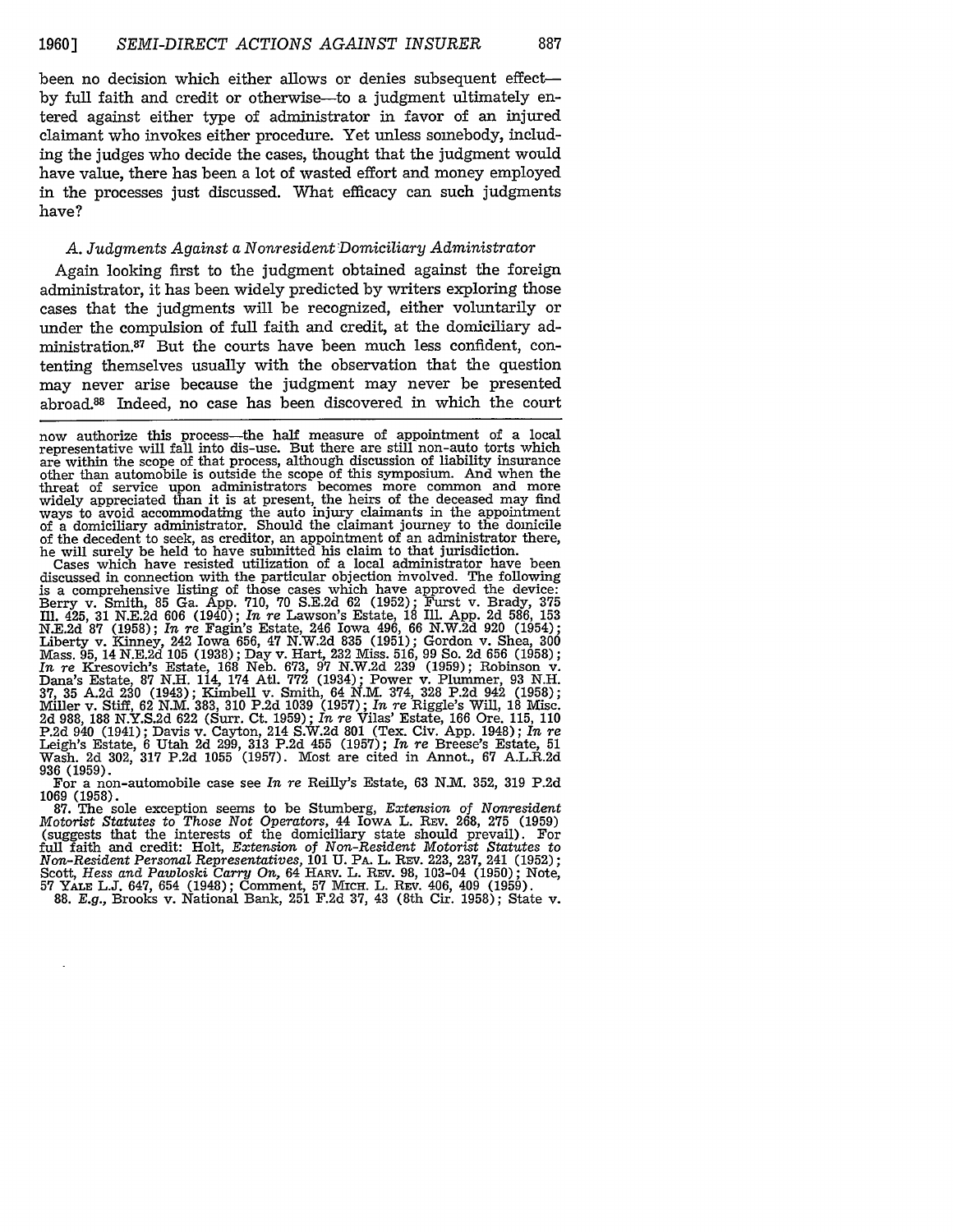been no decision which either allows or denies subsequent effect—by full faith and credit or otherwise—to a judgment ultimately entered against either type of administrator in favor of an injured claimant who invokes either procedure. Yet unless somebody, including the judges who decide the cases, thought that the judgment would have value, there has been a lot of wasted effort and money employed in the processes just discussed. What efficacy can such judgments have?

### *A. Judgments Against a Nonresident Domiciliary Administrator*

Again looking first to the judgment obtained against the foreign administrator, it has been widely predicted by writers exploring those cases that the judgments will be recognized, either voluntarily or under the compulsion of full faith and credit, at the domiciliary administration.[87] But the courts have been much less confident, contenting themselves usually with the observation that the question may never arise because the judgment may never be presented abroad.[88] Indeed, no case has been discovered in which the court

---

now authorize this process—the half measure of appointment of a local representative will fall into dis-use. But there are still non-auto torts which are within the scope of that process, although discussion of liability insurance other than automobile is outside the scope of this symposium. And when the threat of service upon administrators becomes more common and more widely appreciated than it is at present, the heirs of the deceased may find ways to avoid accommodating the auto injury claimants in the appointment of a domiciliary administrator. Should the claimant journey to the domicile of the decedent to seek, as creditor, an appointment of an administrator there, he will surely be held to have submitted his claim to that jurisdiction.

Cases which have resisted utilization of a local administrator have been discussed in connection with the particular objection involved. The following is a comprehensive listing of those cases which have approved the device: Berry v. Smith, 85 Ga. App. 710, 70 S.E.2d 62 (1952); Furst v. Brady, 375 Ill. 425, 31 N.E.2d 606 (1940); *In re* Lawson's Estate, 18 Ill. App. 2d 586, 153 N.E.2d 87 (1958); *In re* Fagin's Estate, 246 Iowa 496, 66 N.W.2d 920 (1954); Liberty v. Kinney, 242 Iowa 656, 47 N.W.2d 835 (1951); Gordon v. Shea, 300 Mass. 95, 14 N.E.2d 105 (1938); Day v. Hart, 232 Miss. 516, 99 So. 2d 656 (1958); *In re* Kresovich's Estate, 168 Neb. 673, 97 N.W.2d 239 (1959); Robinson v. Dana's Estate, 87 N.H. 114, 174 Atl. 772 (1934); Power v. Plummer, 93 N.H. 37, 35 A.2d 230 (1943); Kimbell v. Smith, 64 N.M. 374, 328 P.2d 942 (1958); Miller v. Stiff, 62 N.M. 383, 310 P.2d 1039 (1957); *In re* Riggle's Will, 18 Misc. 2d 988, 188 N.Y.S.2d 622 (Surr. Ct. 1959); *In re* Vilas' Estate, 166 Ore. 115, 110 P.2d 940 (1941); Davis v. Cayton, 214 S.W.2d 801 (Tex. Civ. App. 1948); *In re* Leigh's Estate, 6 Utah 2d 299, 313 P.2d 455 (1957); *In re* Breese's Estate, 51 Wash. 2d 302, 317 P.2d 1055 (1957). Most are cited in Annot., 67 A.L.R.2d 936 (1959).

For a non-automobile case see *In re* Reilly's Estate, 63 N.M. 352, 319 P.2d 1069 (1958).

87. The sole exception seems to be Stumberg, *Extension of Nonresident Motorist Statutes to Those Not Operators*, 44 Iowa L. Rev. 268, 275 (1959) (suggests that the interests of the domiciliary state should prevail). For full faith and credit: Holt, *Extension of Non-Resident Motorist Statutes to Non-Resident Personal Representatives*, 101 U. Pa. L. Rev. 223, 237, 241 (1952); Scott, *Hess and Pawloski Carry On*, 64 Harv. L. Rev. 98, 103-04 (1950); Note, 57 Yale L.J. 647, 654 (1948); Comment, 57 Mich. L. Rev. 406, 409 (1959).

88. *E.g.*, Brooks v. National Bank, 251 F.2d 37, 43 (8th Cir. 1958); State v.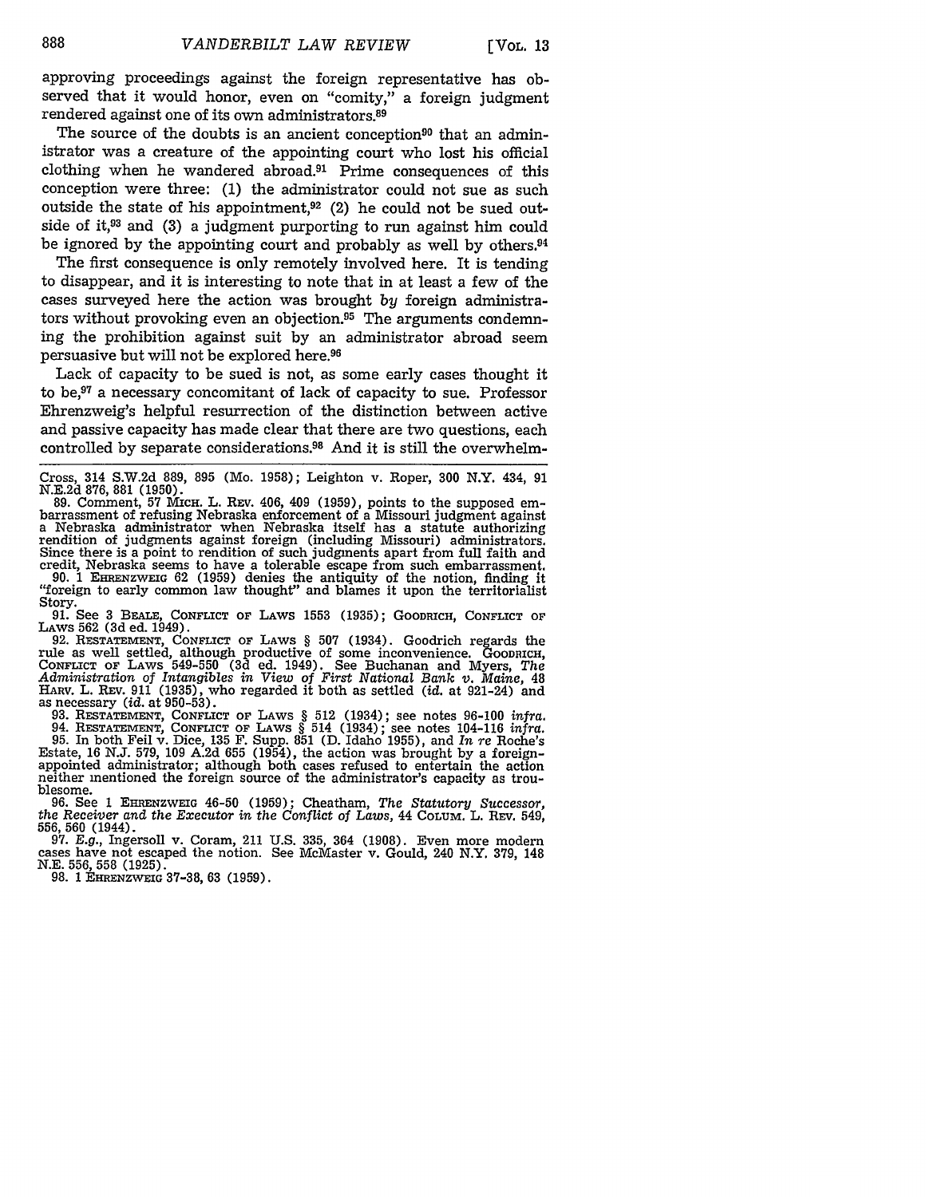approving proceedings against the foreign representative has observed that it would honor, even on "comity," a foreign judgment rendered against one of its own administrators.[89]

The source of the doubts is an ancient conception[90] that an administrator was a creature of the appointing court who lost his official clothing when he wandered abroad.[91] Prime consequences of this conception were three: (1) the administrator could not sue as such outside the state of his appointment,[92] (2) he could not be sued outside of it,[93] and (3) a judgment purporting to run against him could be ignored by the appointing court and probably as well by others.[94]

The first consequence is only remotely involved here. It is tending to disappear, and it is interesting to note that in at least a few of the cases surveyed here the action was brought *by* foreign administrators without provoking even an objection.[95] The arguments condemning the prohibition against suit by an administrator abroad seem persuasive but will not be explored here.[96]

Lack of capacity to be sued is not, as some early cases thought it to be,[97] a necessary concomitant of lack of capacity to sue. Professor Ehrenzweig's helpful resurrection of the distinction between active and passive capacity has made clear that there are two questions, each controlled by separate considerations.[98] And it is still the overwhelm-

---

Cross, 314 S.W.2d 889, 895 (Mo. 1958); Leighton v. Roper, 300 N.Y. 434, 91 N.E.2d 876, 881 (1950).

89. Comment, 57 MICH. L. REV. 406, 409 (1959), points to the supposed embarrassment of refusing Nebraska enforcement of a Missouri judgment against a Nebraska administrator when Nebraska itself has a statute authorizing rendition of judgments against foreign (including Missouri) administrators. Since there is a point to rendition of such judgments apart from full faith and credit, Nebraska seems to have a tolerable escape from such embarrassment.

90. 1 EHRENZWEIG 62 (1959) denies the antiquity of the notion, finding it "foreign to early common law thought" and blames it upon the territorialist Story.

91. See 3 BEALE, CONFLICT OF LAWS 1553 (1935); GOODRICH, CONFLICT OF LAWS 562 (3d ed. 1949).

92. RESTATEMENT, CONFLICT OF LAWS § 507 (1934). Goodrich regards the rule as well settled, although productive of some inconvenience. GOODRICH, CONFLICT OF LAWS 549-550 (3d ed. 1949). See Buchanan and Myers, *The Administration of Intangibles in View of First National Bank v. Maine*, 48 HARV. L. REV. 911 (1935), who regarded it both as settled (*id.* at 921-24) and as necessary (*id.* at 950-53).

93. RESTATEMENT, CONFLICT OF LAWS § 512 (1934); see notes 96-100 *infra*.

94. RESTATEMENT, CONFLICT OF LAWS § 514 (1934); see notes 104-116 *infra*.

95. In both Feil v. Dice, 135 F. Supp. 851 (D. Idaho 1955), and *In re* Roche's Estate, 16 N.J. 579, 109 A.2d 655 (1954), the action was brought by a foreign-appointed administrator; although both cases refused to entertain the action neither mentioned the foreign source of the administrator's capacity as troublesome.

96. See 1 EHRENZWEIG 46-50 (1959); Cheatham, *The Statutory Successor, the Receiver and the Executor in the Conflict of Laws*, 44 COLUM. L. REV. 549, 556, 560 (1944).

97. *E.g.*, Ingersoll v. Coram, 211 U.S. 335, 364 (1908). Even more modern cases have not escaped the notion. See McMaster v. Gould, 240 N.Y. 379, 148 N.E. 556, 558 (1925).

98. 1 EHRENZWEIG 37-38, 63 (1959).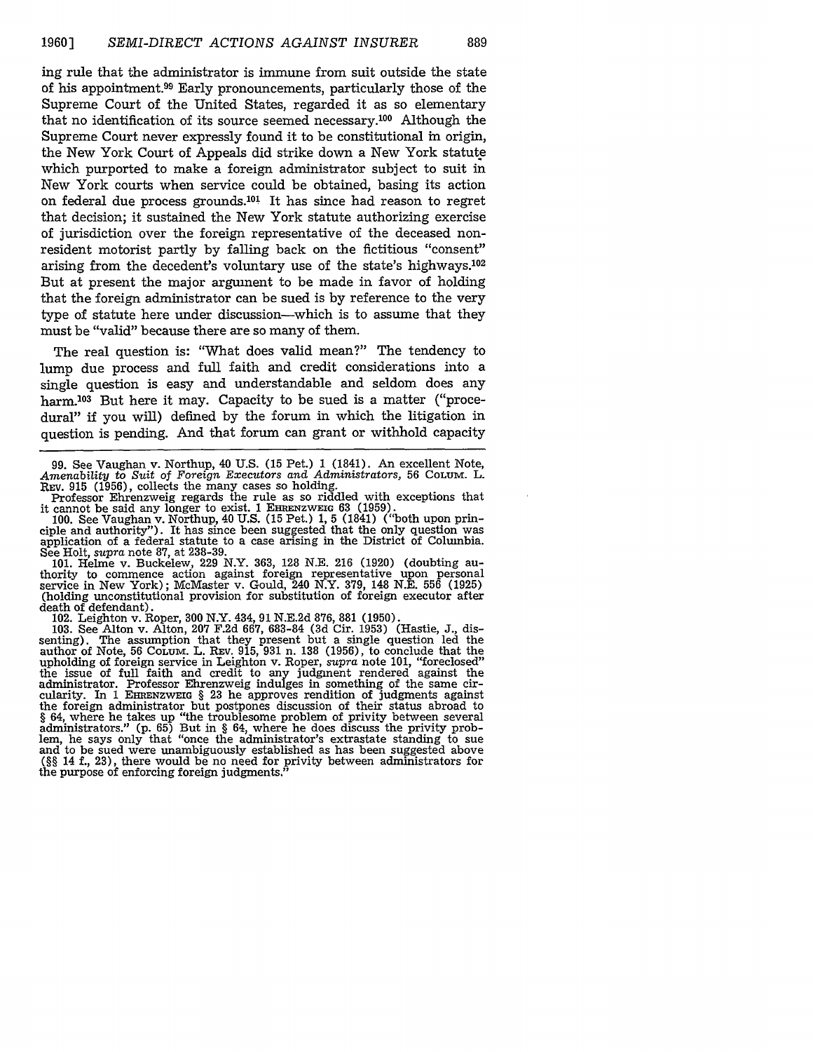ing rule that the administrator is immune from suit outside the state of his appointment.[99] Early pronouncements, particularly those of the Supreme Court of the United States, regarded it as so elementary that no identification of its source seemed necessary.[100] Although the Supreme Court never expressly found it to be constitutional in origin, the New York Court of Appeals did strike down a New York statute which purported to make a foreign administrator subject to suit in New York courts when service could be obtained, basing its action on federal due process grounds.[101] It has since had reason to regret that decision; it sustained the New York statute authorizing exercise of jurisdiction over the foreign representative of the deceased nonresident motorist partly by falling back on the fictitious "consent" arising from the decedent's voluntary use of the state's highways.[102] But at present the major argument to be made in favor of holding that the foreign administrator can be sued is by reference to the very type of statute here under discussion—which is to assume that they must be "valid" because there are so many of them.

The real question is: "What does valid mean?" The tendency to lump due process and full faith and credit considerations into a single question is easy and understandable and seldom does any harm.[103] But here it may. Capacity to be sued is a matter ("procedural" if you will) defined by the forum in which the litigation in question is pending. And that forum can grant or withhold capacity

---

99. See Vaughan v. Northup, 40 U.S. (15 Pet.) 1 (1841). An excellent Note, *Amenability to Suit of Foreign Executors and Administrators,* 56 COLUM. L. REV. 915 (1956), collects the many cases so holding.

Professor Ehrenzweig regards the rule as so riddled with exceptions that it cannot be said any longer to exist. 1 EHRENZWEIG 63 (1959).

100. See Vaughan v. Northup, 40 U.S. (15 Pet.) 1, 5 (1841) ("both upon principle and authority"). It has since been suggested that the only question was application of a federal statute to a case arising in the District of Columbia. See Holt, *supra* note 87, at 238-39.

101. Helme v. Buckelew, 229 N.Y. 363, 128 N.E. 216 (1920) (doubting authority to commence action against foreign representative upon personal service in New York); McMaster v. Gould, 240 N.Y. 379, 148 N.E. 556 (1925) (holding unconstitutional provision for substitution of foreign executor after death of defendant).

102. Leighton v. Roper, 300 N.Y. 434, 91 N.E.2d 876, 881 (1950).

103. See Alton v. Alton, 207 F.2d 667, 683-84 (3d Cir. 1953) (Hastie, J., dissenting). The assumption that they present but a single question led the author of Note, 56 COLUM. L. REV. 915, 931 n. 138 (1956), to conclude that the upholding of foreign service in Leighton v. Roper, *supra* note 101, "foreclosed" the issue of full faith and credit to any judgment rendered against the administrator. Professor Ehrenzweig indulges in something of the same circularity. In 1 EHRENZWEIG § 23 he approves rendition of judgments against the foreign administrator but postpones discussion of their status abroad to § 64, where he takes up "the troublesome problem of privity between several administrators." (p. 65) But in § 64, where he does discuss the privity problem, he says only that "once the administrator's extrastate standing to sue and to be sued were unambiguously established as has been suggested above (§§ 14 f., 23), there would be no need for privity between administrators for the purpose of enforcing foreign judgments."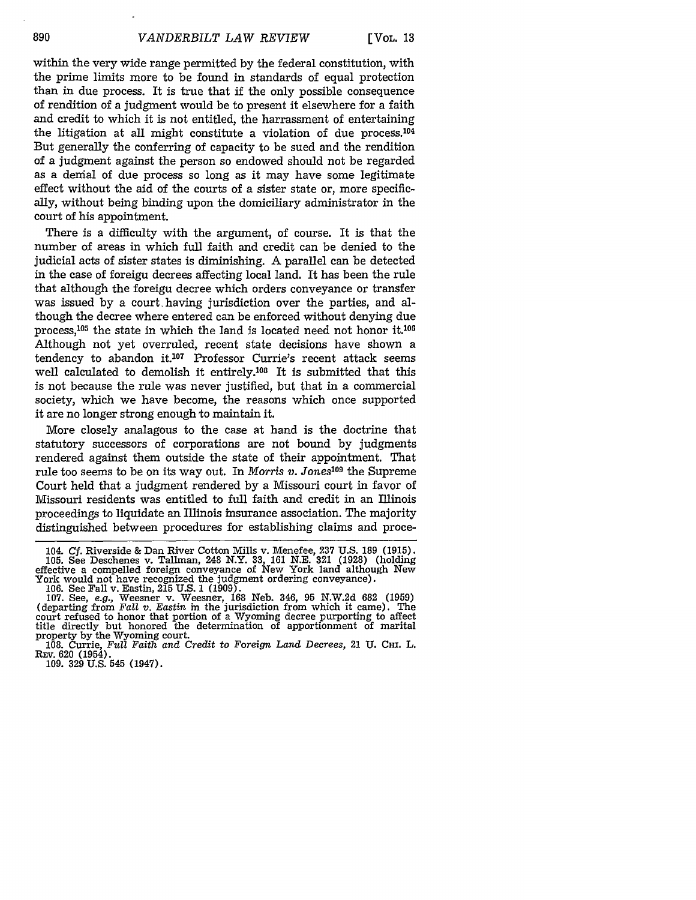within the very wide range permitted by the federal constitution, with the prime limits more to be found in standards of equal protection than in due process. It is true that if the only possible consequence of rendition of a judgment would be to present it elsewhere for a faith and credit to which it is not entitled, the harrassment of entertaining the litigation at all might constitute a violation of due process.[104] But generally the conferring of capacity to be sued and the rendition of a judgment against the person so endowed should not be regarded as a denial of due process so long as it may have some legitimate effect without the aid of the courts of a sister state or, more specifically, without being binding upon the domiciliary administrator in the court of his appointment.

There is a difficulty with the argument, of course. It is that the number of areas in which full faith and credit can be denied to the judicial acts of sister states is diminishing. A parallel can be detected in the case of foreign decrees affecting local land. It has been the rule that although the foreign decree which orders conveyance or transfer was issued by a court having jurisdiction over the parties, and although the decree where entered can be enforced without denying due process,[105] the state in which the land is located need not honor it.[106] Although not yet overruled, recent state decisions have shown a tendency to abandon it.[107] Professor Currie's recent attack seems well calculated to demolish it entirely.[108] It is submitted that this is not because the rule was never justified, but that in a commercial society, which we have become, the reasons which once supported it are no longer strong enough to maintain it.

More closely analagous to the case at hand is the doctrine that statutory successors of corporations are not bound by judgments rendered against them outside the state of their appointment. That rule too seems to be on its way out. In *Morris v. Jones*[109] the Supreme Court held that a judgment rendered by a Missouri court in favor of Missouri residents was entitled to full faith and credit in an Illinois proceedings to liquidate an Illinois insurance association. The majority distinguished between procedures for establishing claims and proce-

104. *Cf.* Riverside & Dan River Cotton Mills v. Menefee, 237 U.S. 189 (1915).

105. See Deschenes v. Tallman, 248 N.Y. 33, 161 N.E. 321 (1928) (holding effective a compelled foreign conveyance of New York land although New York would not have recognized the judgment ordering conveyance).

106. See Fall v. Eastin, 215 U.S. 1 (1909).

107. See, *e.g.,* Weesner v. Weesner, 168 Neb. 346, 95 N.W.2d 682 (1959) (departing from *Fall v. Eastin* in the jurisdiction from which it came). The court refused to honor that portion of a Wyoming decree purporting to affect title directly but honored the determination of apportionment of marital property by the Wyoming court.

108. Currie, *Full Faith and Credit to Foreign Land Decrees,* 21 U. Chi. L. Rev. 620 (1954).

109. 329 U.S. 545 (1947).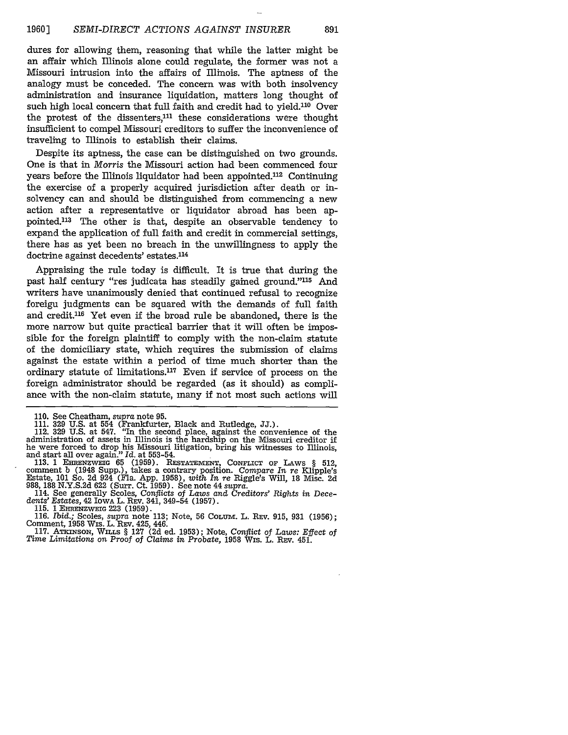dures for allowing them, reasoning that while the latter might be an affair which Illinois alone could regulate, the former was not a Missouri intrusion into the affairs of Illinois. The aptness of the analogy must be conceded. The concern was with both insolvency administration and insurance liquidation, matters long thought of such high local concern that full faith and credit had to yield.[110] Over the protest of the dissenters,[111] these considerations were thought insufficient to compel Missouri creditors to suffer the inconvenience of traveling to Illinois to establish their claims.

Despite its aptness, the case can be distinguished on two grounds. One is that in *Morris* the Missouri action had been commenced four years before the Illinois liquidator had been appointed.[112] Continuing the exercise of a properly acquired jurisdiction after death or insolvency can and should be distinguished from commencing a new action after a representative or liquidator abroad has been appointed.[113] The other is that, despite an observable tendency to expand the application of full faith and credit in commercial settings, there has as yet been no breach in the unwillingness to apply the doctrine against decedents' estates.[114]

Appraising the rule today is difficult. It is true that during the past half century "res judicata has steadily gained ground."[115] And writers have unanimously denied that continued refusal to recognize foreigu judgments can be squared with the demands of full faith and credit.[116] Yet even if the broad rule be abandoned, there is the more narrow but quite practical barrier that it will often be impossible for the foreign plaintiff to comply with the non-claim statute of the domiciliary state, which requires the submission of claims against the estate within a period of time much shorter than the ordinary statute of limitations.[117] Even if service of process on the foreign administrator should be regarded (as it should) as compliance with the non-claim statute, many if not most such actions will

---

110. See Cheatham, *supra* note 95.

111. 329 U.S. at 554 (Frankfurter, Black and Rutledge, JJ.).

112. 329 U.S. at 547. "In the second place, against the convenience of the administration of assets in Illinois is the hardship on the Missouri creditor if he were forced to drop his Missouri litigation, bring his witnesses to Illinois, and start all over again." *Id.* at 553-54.

113. 1 EHRENZWEIG 65 (1959). RESTATEMENT, CONFLICT OF LAWS § 512, comment b (1948 Supp.), takes a contrary position. *Compare In re* Klipple's Estate, 101 So. 2d 924 (Fla. App. 1958), *with In re* Riggle's Will, 18 Misc. 2d 988, 188 N.Y.S.2d 622 (Surr. Ct. 1959). See note 44 *supra*.

114. See generally Scoles, *Conflicts of Laws and Creditors' Rights in Decedents' Estates*, 42 IOWA L. REV. 341, 349-54 (1957).

115. 1 EHRENZWEIG 223 (1959).

116. *Ibid.*; Scoles, *supra* note 113; Note, 56 COLUM. L. REV. 915, 931 (1956); Comment, 1958 WIS. L. REV. 425, 446.

117. ATKINSON, WILLS § 127 (2d ed. 1953); Note, *Conflict of Laws: Effect of Time Limitations on Proof of Claims in Probate*, 1958 WIS. L. REV. 451.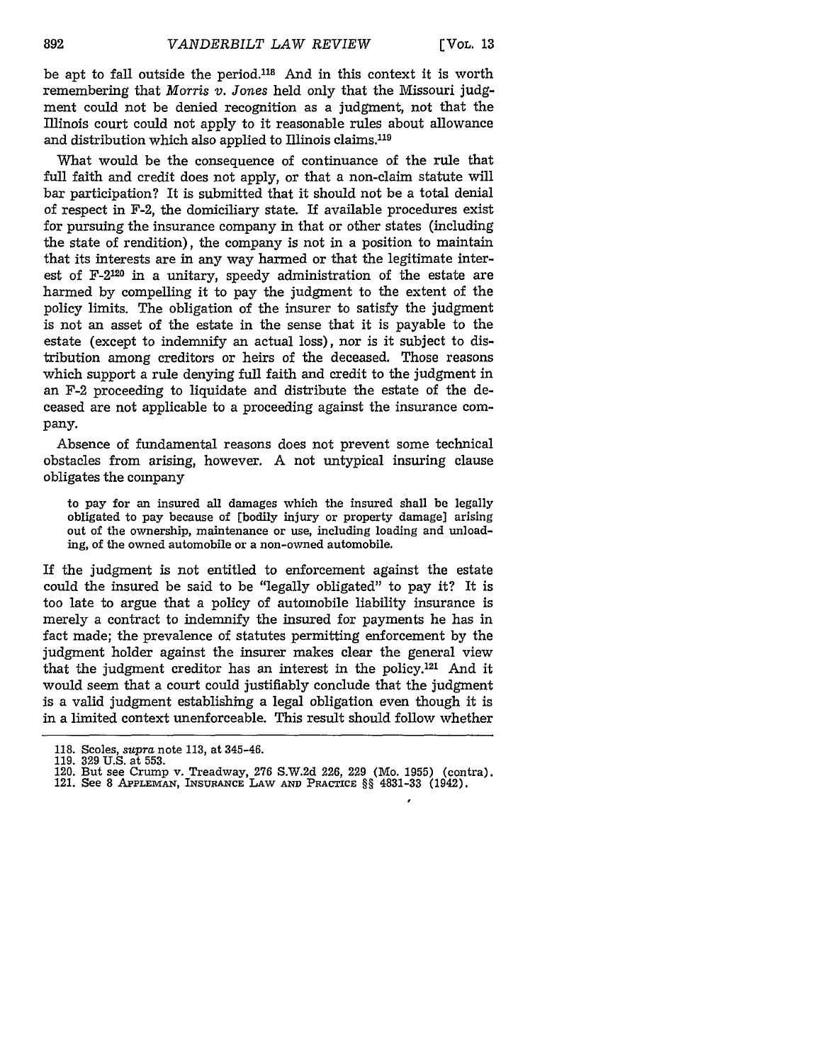be apt to fall outside the period.[118] And in this context it is worth remembering that *Morris v. Jones* held only that the Missouri judgment could not be denied recognition as a judgment, not that the Illinois court could not apply to it reasonable rules about allowance and distribution which also applied to Illinois claims.[119]

What would be the consequence of continuance of the rule that full faith and credit does not apply, or that a non-claim statute will bar participation? It is submitted that it should not be a total denial of respect in F-2, the domiciliary state. If available procedures exist for pursuing the insurance company in that or other states (including the state of rendition), the company is not in a position to maintain that its interests are in any way harmed or that the legitimate interest of F-2[120] in a unitary, speedy administration of the estate are harmed by compelling it to pay the judgment to the extent of the policy limits. The obligation of the insurer to satisfy the judgment is not an asset of the estate in the sense that it is payable to the estate (except to indemnify an actual loss), nor is it subject to distribution among creditors or heirs of the deceased. Those reasons which support a rule denying full faith and credit to the judgment in an F-2 proceeding to liquidate and distribute the estate of the deceased are not applicable to a proceeding against the insurance company.

Absence of fundamental reasons does not prevent some technical obstacles from arising, however. A not untypical insuring clause obligates the company

> to pay for an insured all damages which the insured shall be legally obligated to pay because of [bodily injury or property damage] arising out of the ownership, maintenance or use, including loading and unloading, of the owned automobile or a non-owned automobile.

If the judgment is not entitled to enforcement against the estate could the insured be said to be "legally obligated" to pay it? It is too late to argue that a policy of automobile liability insurance is merely a contract to indemnify the insured for payments he has in fact made; the prevalence of statutes permitting enforcement by the judgment holder against the insurer makes clear the general view that the judgment creditor has an interest in the policy.[121] And it would seem that a court could justifiably conclude that the judgment is a valid judgment establishing a legal obligation even though it is in a limited context unenforceable. This result should follow whether

---

118. Scoles, *supra* note 113, at 345-46.

119. 329 U.S. at 553.

120. But see Crump v. Treadway, 276 S.W.2d 226, 229 (Mo. 1955) (contra).

121. See 8 APPLEMAN, INSURANCE LAW AND PRACTICE §§ 4831-33 (1942).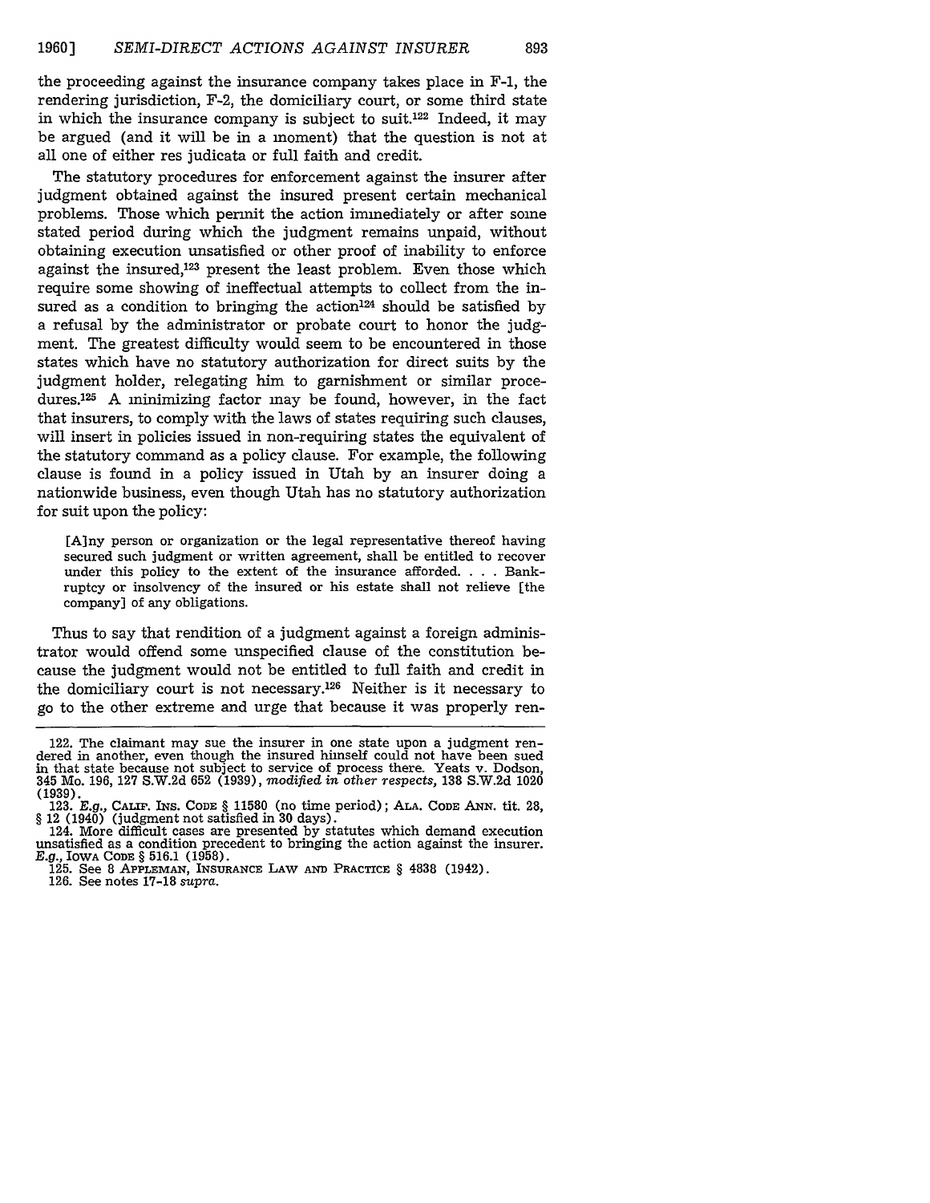the proceeding against the insurance company takes place in F-1, the rendering jurisdiction, F-2, the domiciliary court, or some third state in which the insurance company is subject to suit.[122] Indeed, it may be argued (and it will be in a moment) that the question is not at all one of either res judicata or full faith and credit.

The statutory procedures for enforcement against the insurer after judgment obtained against the insured present certain mechanical problems. Those which permit the action immediately or after some stated period during which the judgment remains unpaid, without obtaining execution unsatisfied or other proof of inability to enforce against the insured,[123] present the least problem. Even those which require some showing of ineffectual attempts to collect from the insured as a condition to bringing the action[124] should be satisfied by a refusal by the administrator or probate court to honor the judgment. The greatest difficulty would seem to be encountered in those states which have no statutory authorization for direct suits by the judgment holder, relegating him to garnishment or similar procedures.[125] A minimizing factor may be found, however, in the fact that insurers, to comply with the laws of states requiring such clauses, will insert in policies issued in non-requiring states the equivalent of the statutory command as a policy clause. For example, the following clause is found in a policy issued in Utah by an insurer doing a nationwide business, even though Utah has no statutory authorization for suit upon the policy:

> [A]ny person or organization or the legal representative thereof having secured such judgment or written agreement, shall be entitled to recover under this policy to the extent of the insurance afforded. . . . Bankruptcy or insolvency of the insured or his estate shall not relieve [the company] of any obligations.

Thus to say that rendition of a judgment against a foreign administrator would offend some unspecified clause of the constitution because the judgment would not be entitled to full faith and credit in the domiciliary court is not necessary.[126] Neither is it necessary to go to the other extreme and urge that because it was properly ren-

---

122. The claimant may sue the insurer in one state upon a judgment rendered in another, even though the insured himself could not have been sued in that state because not subject to service of process there. Yeats v. Dodson, 345 Mo. 196, 127 S.W.2d 652 (1939), *modified in other respects*, 138 S.W.2d 1020 (1939).

123. *E.g.*, CALIF. INS. CODE § 11580 (no time period); ALA. CODE ANN. tit. 28, § 12 (1940) (judgment not satisfied in 30 days).

124. More difficult cases are presented by statutes which demand execution unsatisfied as a condition precedent to bringing the action against the insurer. *E.g.*, IOWA CODE § 516.1 (1958).

125. See 8 APPLEMAN, INSURANCE LAW AND PRACTICE § 4838 (1942).

126. See notes 17-18 *supra*.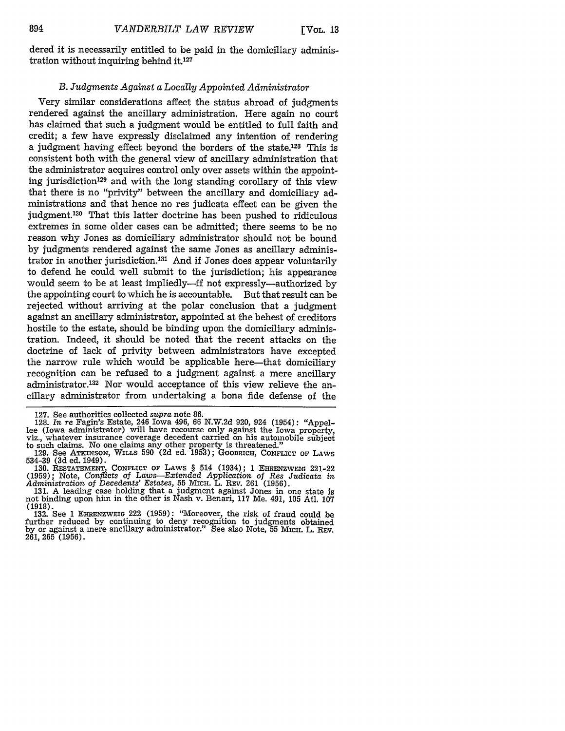dered it is necessarily entitled to be paid in the domiciliary administration without inquiring behind it.[127]

### *B. Judgments Against a Locally Appointed Administrator*

Very similar considerations affect the status abroad of judgments rendered against the ancillary administration. Here again no court has claimed that such a judgment would be entitled to full faith and credit; a few have expressly disclaimed any intention of rendering a judgment having effect beyond the borders of the state.[128] This is consistent both with the general view of ancillary administration that the administrator acquires control only over assets within the appointing jurisdiction[129] and with the long standing corollary of this view that there is no "privity" between the ancillary and domiciliary administrations and that hence no res judicata effect can be given the judgment.[130] That this latter doctrine has been pushed to ridiculous extremes in some older cases can be admitted; there seems to be no reason why Jones as domiciliary administrator should not be bound by judgments rendered against the same Jones as ancillary administrator in another jurisdiction.[131] And if Jones does appear voluntarily to defend he could well submit to the jurisdiction; his appearance would seem to be at least impliedly—if not expressly—authorized by the appointing court to which he is accountable. But that result can be rejected without arriving at the polar conclusion that a judgment against an ancillary administrator, appointed at the behest of creditors hostile to the estate, should be binding upon the domiciliary administration. Indeed, it should be noted that the recent attacks on the doctrine of lack of privity between administrators have excepted the narrow rule which would be applicable here—that domiciliary recognition can be refused to a judgment against a mere ancillary administrator.[132] Nor would acceptance of this view relieve the ancillary administrator from undertaking a bona fide defense of the

---

127. See authorities collected *supra* note 86.

128. *In re* Fagin's Estate, 246 Iowa 496, 66 N.W.2d 920, 924 (1954): "Appellee (Iowa administrator) will have recourse only against the Iowa property, viz., whatever insurance coverage decedent carried on his automobile subject to such claims. No one claims any other property is threatened."

129. See ATKINSON, WILLS 590 (2d ed. 1953); GOODRICH, CONFLICT OF LAWS 534-39 (3d ed. 1949).

130. RESTATEMENT, CONFLICT OF LAWS § 514 (1934); 1 EHRENZWEIG 221-22 (1959); Note, *Conflicts of Laws—Extended Application of Res Judicata in Administration of Decedents' Estates*, 55 MICH. L. REV. 261 (1956).

131. A leading case holding that a judgment against Jones in one state is not binding upon him in the other is Nash v. Benari, 117 Me. 491, 105 Atl. 107 (1918).

132. See 1 EHRENZWEIG 222 (1959): "Moreover, the risk of fraud could be further reduced by continuing to deny recognition to judgments obtained by or against a mere ancillary administrator." See also Note, 55 MICH. L. REV. 261, 265 (1956).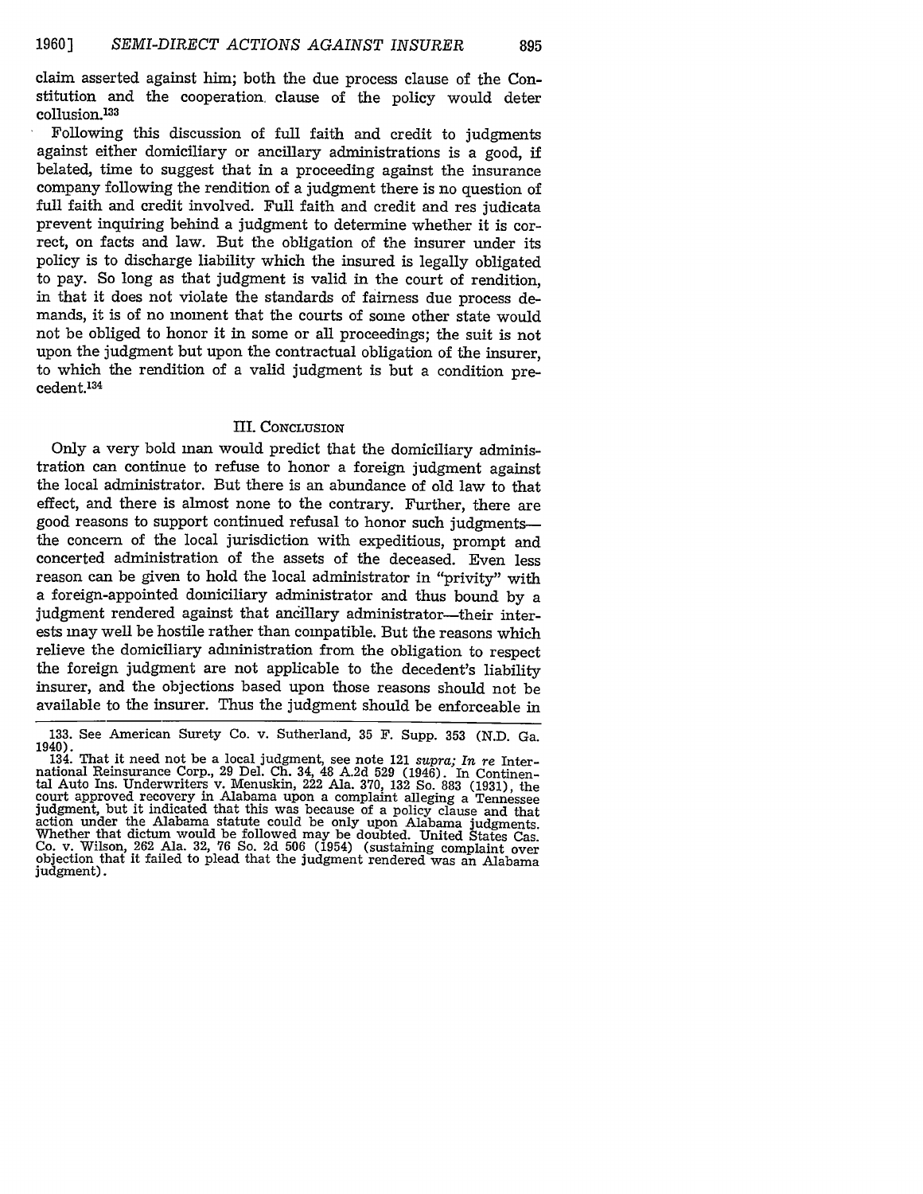claim asserted against him; both the due process clause of the Constitution and the cooperation clause of the policy would deter collusion.[133]

Following this discussion of full faith and credit to judgments against either domiciliary or ancillary administrations is a good, if belated, time to suggest that in a proceeding against the insurance company following the rendition of a judgment there is no question of full faith and credit involved. Full faith and credit and res judicata prevent inquiring behind a judgment to determine whether it is correct, on facts and law. But the obligation of the insurer under its policy is to discharge liability which the insured is legally obligated to pay. So long as that judgment is valid in the court of rendition, in that it does not violate the standards of fairness due process demands, it is of no moment that the courts of some other state would not be obliged to honor it in some or all proceedings; the suit is not upon the judgment but upon the contractual obligation of the insurer, to which the rendition of a valid judgment is but a condition precedent.[134]

## III. Conclusion

Only a very bold man would predict that the domiciliary administration can continue to refuse to honor a foreign judgment against the local administrator. But there is an abundance of old law to that effect, and there is almost none to the contrary. Further, there are good reasons to support continued refusal to honor such judgments—the concern of the local jurisdiction with expeditious, prompt and concerted administration of the assets of the deceased. Even less reason can be given to hold the local administrator in "privity" with a foreign-appointed domiciliary administrator and thus bound by a judgment rendered against that ancillary administrator—their interests may well be hostile rather than compatible. But the reasons which relieve the domiciliary administration from the obligation to respect the foreign judgment are not applicable to the decedent's liability insurer, and the objections based upon those reasons should not be available to the insurer. Thus the judgment should be enforceable in

---

133. See American Surety Co. v. Sutherland, 35 F. Supp. 353 (N.D. Ga. 1940).

134. That it need not be a local judgment, see note 121 *supra*; *In re* International Reinsurance Corp., 29 Del. Ch. 34, 48 A.2d 529 (1946). In Continental Auto Ins. Underwriters v. Menuskin, 222 Ala. 370, 132 So. 883 (1931), the court approved recovery in Alabama upon a complaint alleging a Tennessee judgment, but it indicated that this was because of a policy clause and that action under the Alabama statute could be only upon Alabama judgments. Whether that dictum would be followed may be doubted. United States Cas. Co. v. Wilson, 262 Ala. 32, 76 So. 2d 506 (1954) (sustaining complaint over objection that it failed to plead that the judgment rendered was an Alabama judgment).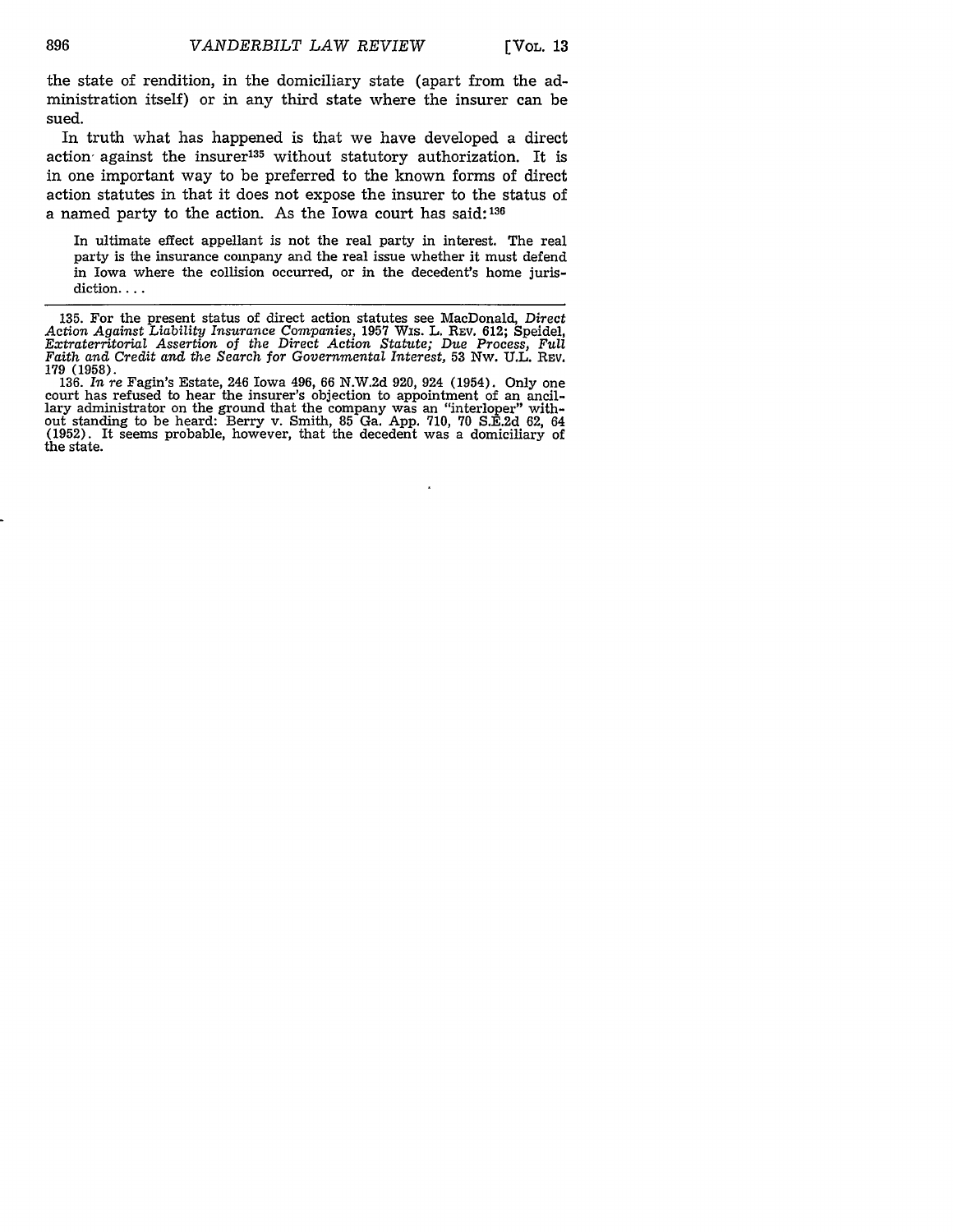the state of rendition, in the domiciliary state (apart from the administration itself) or in any third state where the insurer can be sued.

In truth what has happened is that we have developed a direct action against the insurer[135] without statutory authorization. It is in one important way to be preferred to the known forms of direct action statutes in that it does not expose the insurer to the status of a named party to the action. As the Iowa court has said:[136]

> In ultimate effect appellant is not the real party in interest. The real party is the insurance company and the real issue whether it must defend in Iowa where the collision occurred, or in the decedent's home jurisdiction. . . .

---

135. For the present status of direct action statutes see MacDonald, *Direct Action Against Liability Insurance Companies*, 1957 Wis. L. Rev. 612; Speidel, *Extraterritorial Assertion of the Direct Action Statute; Due Process, Full Faith and Credit and the Search for Governmental Interest*, 53 Nw. U.L. Rev. 179 (1958).

136. *In re* Fagin's Estate, 246 Iowa 496, 66 N.W.2d 920, 924 (1954). Only one court has refused to hear the insurer's objection to appointment of an ancillary administrator on the ground that the company was an "interloper" without standing to be heard: Berry v. Smith, 85 Ga. App. 710, 70 S.E.2d 62, 64 (1952). It seems probable, however, that the decedent was a domiciliary of the state.